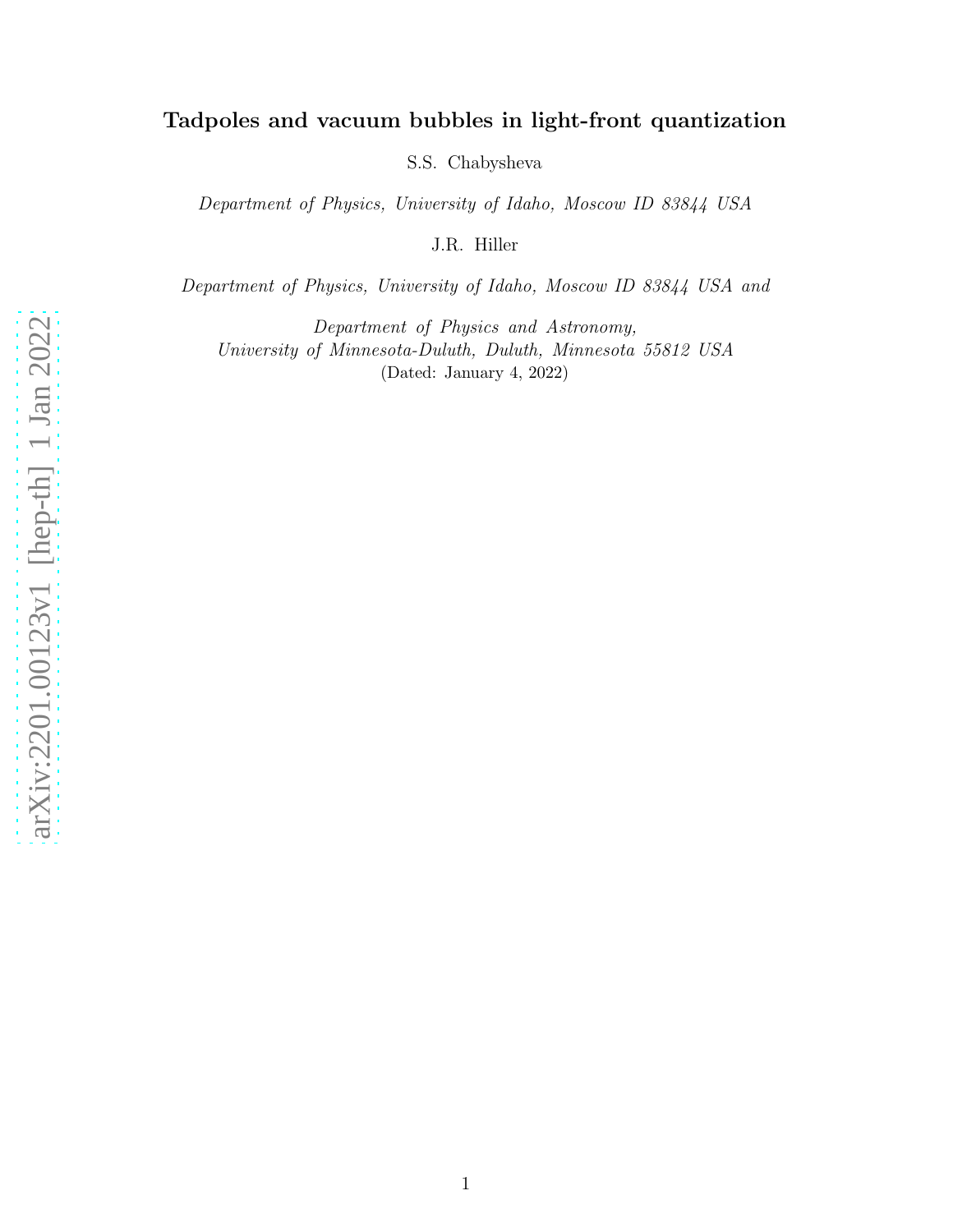# Tadpoles and vacuum bubbles in light-front quantization

S.S. Chabysheva

*Department of Physics, University of Idaho, Moscow ID 83844 USA*

J.R. Hiller

*Department of Physics, University of Idaho, Moscow ID 83844 USA and*

*Department of Physics and Astronomy,*
*University of Minnesota-Duluth, Duluth, Minnesota 55812 USA*

(Dated: January 4, 2022)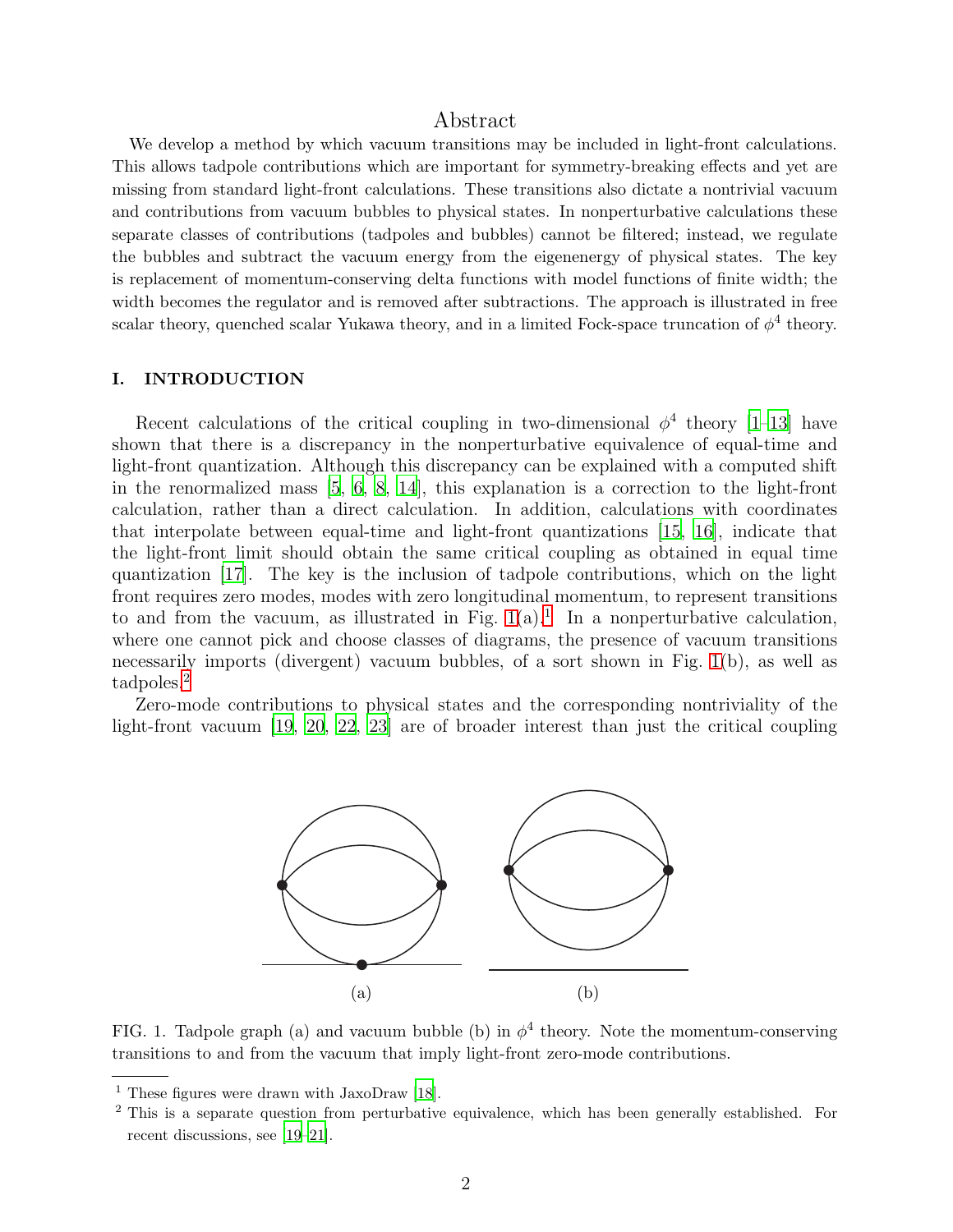## Abstract

We develop a method by which vacuum transitions may be included in light-front calculations. This allows tadpole contributions which are important for symmetry-breaking effects and yet are missing from standard light-front calculations. These transitions also dictate a nontrivial vacuum and contributions from vacuum bubbles to physical states. In nonperturbative calculations these separate classes of contributions (tadpoles and bubbles) cannot be filtered; instead, we regulate the bubbles and subtract the vacuum energy from the eigenenergy of physical states. The key is replacement of momentum-conserving delta functions with model functions of finite width; the width becomes the regulator and is removed after subtractions. The approach is illustrated in free scalar theory, quenched scalar Yukawa theory, and in a limited Fock-space truncation of $\phi^4$ theory.

## I. INTRODUCTION

Recent calculations of the critical coupling in two-dimensional $\phi^4$ theory [1–13] have shown that there is a discrepancy in the nonperturbative equivalence of equal-time and light-front quantization. Although this discrepancy can be explained with a computed shift in the renormalized mass [5, 6, 8, 14], this explanation is a correction to the light-front calculation, rather than a direct calculation. In addition, calculations with coordinates that interpolate between equal-time and light-front quantizations [15, 16], indicate that the light-front limit should obtain the same critical coupling as obtained in equal time quantization [17]. The key is the inclusion of tadpole contributions, which on the light front requires zero modes, modes with zero longitudinal momentum, to represent transitions to and from the vacuum, as illustrated in Fig. 1(a).[1] In a nonperturbative calculation, where one cannot pick and choose classes of diagrams, the presence of vacuum transitions necessarily imports (divergent) vacuum bubbles, of a sort shown in Fig. 1(b), as well as tadpoles.[2]

Zero-mode contributions to physical states and the corresponding nontriviality of the light-front vacuum [19, 20, 22, 23] are of broader interest than just the critical coupling

FIG. 1. Tadpole graph (a) and vacuum bubble (b) in $\phi^4$ theory. Note the momentum-conserving transitions to and from the vacuum that imply light-front zero-mode contributions.

[1] These figures were drawn with JaxoDraw [18].

[2] This is a separate question from perturbative equivalence, which has been generally established. For recent discussions, see [19–21].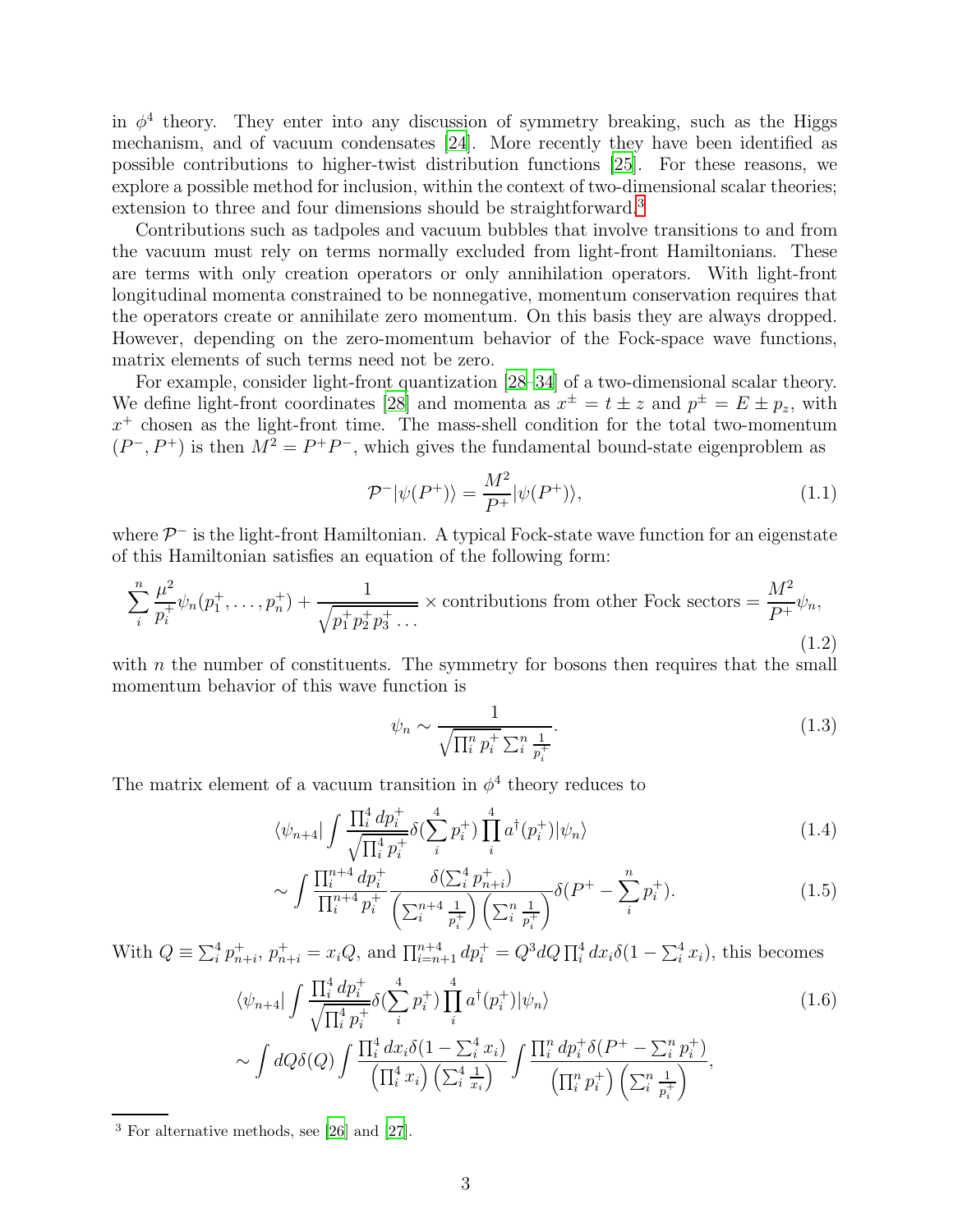in $\phi^4$ theory. They enter into any discussion of symmetry breaking, such as the Higgs mechanism, and of vacuum condensates [24]. More recently they have been identified as possible contributions to higher-twist distribution functions [25]. For these reasons, we explore a possible method for inclusion, within the context of two-dimensional scalar theories; extension to three and four dimensions should be straightforward.[3]

Contributions such as tadpoles and vacuum bubbles that involve transitions to and from the vacuum must rely on terms normally excluded from light-front Hamiltonians. These are terms with only creation operators or only annihilation operators. With light-front longitudinal momenta constrained to be nonnegative, momentum conservation requires that the operators create or annihilate zero momentum. On this basis they are always dropped. However, depending on the zero-momentum behavior of the Fock-space wave functions, matrix elements of such terms need not be zero.

For example, consider light-front quantization [28–34] of a two-dimensional scalar theory. We define light-front coordinates [28] and momenta as $x^\pm = t \pm z$ and $p^\pm = E \pm p_z$, with $x^+$ chosen as the light-front time. The mass-shell condition for the total two-momentum $(P^-, P^+)$ is then $M^2 = P^+P^-$, which gives the fundamental bound-state eigenproblem as

$$\mathcal{P}^-|\psi(P^+)\rangle = \frac{M^2}{P^+}|\psi(P^+)\rangle, \tag{1.1}$$

where $\mathcal{P}^-$ is the light-front Hamiltonian. A typical Fock-state wave function for an eigenstate of this Hamiltonian satisfies an equation of the following form:

$$\sum_i^n \frac{\mu^2}{p_i^+}\psi_n(p_1^+,\ldots,p_n^+) + \frac{1}{\sqrt{p_1^+p_2^+p_3^+\ldots}} \times \text{contributions from other Fock sectors} = \frac{M^2}{P^+}\psi_n, \tag{1.2}$$

with $n$ the number of constituents. The symmetry for bosons then requires that the small momentum behavior of this wave function is

$$\psi_n \sim \frac{1}{\sqrt{\prod_i^n p_i^+}\sum_i^n \frac{1}{p_i^+}}. \tag{1.3}$$

The matrix element of a vacuum transition in $\phi^4$ theory reduces to

$$\langle\psi_{n+4}|\int \frac{\prod_i^4 dp_i^+}{\sqrt{\prod_i^4 p_i^+}}\delta(\sum_i^4 p_i^+)\prod_i^4 a^\dagger(p_i^+)|\psi_n\rangle \tag{1.4}$$

$$\sim \int \frac{\prod_i^{n+4} dp_i^+}{\prod_i^{n+4} p_i^+}\frac{\delta(\sum_i^4 p_{n+i}^+)}{\left(\sum_i^{n+4}\frac{1}{p_i^+}\right)\left(\sum_i^n \frac{1}{p_i^+}\right)}\delta(P^+ - \sum_i^n p_i^+). \tag{1.5}$$

With $Q \equiv \sum_i^4 p_{n+i}^+$, $p_{n+i}^+ = x_i Q$, and $\prod_{i=n+1}^{n+4} dp_i^+ = Q^3 dQ \prod_i^4 dx_i \delta(1-\sum_i^4 x_i)$, this becomes

$$\langle\psi_{n+4}|\int \frac{\prod_i^4 dp_i^+}{\sqrt{\prod_i^4 p_i^+}}\delta(\sum_i^4 p_i^+)\prod_i^4 a^\dagger(p_i^+)|\psi_n\rangle \tag{1.6}$$

$$\sim \int dQ\delta(Q)\int \frac{\prod_i^4 dx_i \delta(1-\sum_i^4 x_i)}{\left(\prod_i^4 x_i\right)\left(\sum_i^4 \frac{1}{x_i}\right)}\int \frac{\prod_i^n dp_i^+ \delta(P^+ - \sum_i^n p_i^+)}{\left(\prod_i^n p_i^+\right)\left(\sum_i^n \frac{1}{p_i^+}\right)},$$

[3] For alternative methods, see [26] and [27].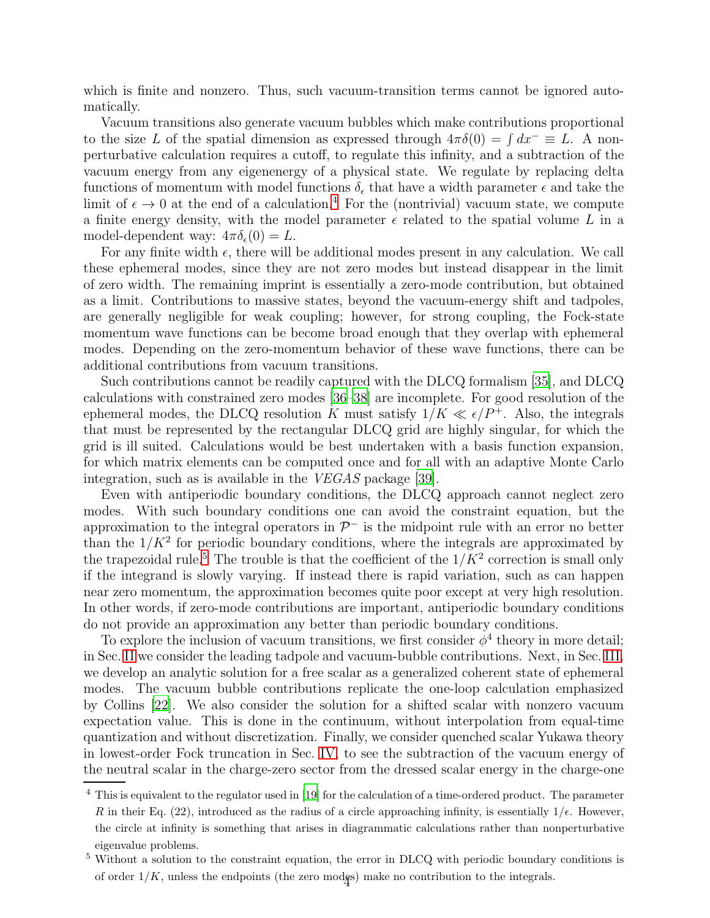which is finite and nonzero. Thus, such vacuum-transition terms cannot be ignored automatically.

Vacuum transitions also generate vacuum bubbles which make contributions proportional to the size $L$ of the spatial dimension as expressed through $4\pi\delta(0) = \int dx^- \equiv L$. A nonperturbative calculation requires a cutoff, to regulate this infinity, and a subtraction of the vacuum energy from any eigenenergy of a physical state. We regulate by replacing delta functions of momentum with model functions $\delta_\epsilon$ that have a width parameter $\epsilon$ and take the limit of $\epsilon \to 0$ at the end of a calculation.[4] For the (nontrivial) vacuum state, we compute a finite energy density, with the model parameter $\epsilon$ related to the spatial volume $L$ in a model-dependent way: $4\pi\delta_\epsilon(0) = L$.

For any finite width $\epsilon$, there will be additional modes present in any calculation. We call these ephemeral modes, since they are not zero modes but instead disappear in the limit of zero width. The remaining imprint is essentially a zero-mode contribution, but obtained as a limit. Contributions to massive states, beyond the vacuum-energy shift and tadpoles, are generally negligible for weak coupling; however, for strong coupling, the Fock-state momentum wave functions can be become broad enough that they overlap with ephemeral modes. Depending on the zero-momentum behavior of these wave functions, there can be additional contributions from vacuum transitions.

Such contributions cannot be readily captured with the DLCQ formalism [35], and DLCQ calculations with constrained zero modes [36–38] are incomplete. For good resolution of the ephemeral modes, the DLCQ resolution $K$ must satisfy $1/K \ll \epsilon/P^+$. Also, the integrals that must be represented by the rectangular DLCQ grid are highly singular, for which the grid is ill suited. Calculations would be best undertaken with a basis function expansion, for which matrix elements can be computed once and for all with an adaptive Monte Carlo integration, such as is available in the *VEGAS* package [39].

Even with antiperiodic boundary conditions, the DLCQ approach cannot neglect zero modes. With such boundary conditions one can avoid the constraint equation, but the approximation to the integral operators in $\mathcal{P}^-$ is the midpoint rule with an error no better than the $1/K^2$ for periodic boundary conditions, where the integrals are approximated by the trapezoidal rule.[5] The trouble is that the coefficient of the $1/K^2$ correction is small only if the integrand is slowly varying. If instead there is rapid variation, such as can happen near zero momentum, the approximation becomes quite poor except at very high resolution. In other words, if zero-mode contributions are important, antiperiodic boundary conditions do not provide an approximation any better than periodic boundary conditions.

To explore the inclusion of vacuum transitions, we first consider $\phi^4$ theory in more detail; in Sec. II we consider the leading tadpole and vacuum-bubble contributions. Next, in Sec. III, we develop an analytic solution for a free scalar as a generalized coherent state of ephemeral modes. The vacuum bubble contributions replicate the one-loop calculation emphasized by Collins [22]. We also consider the solution for a shifted scalar with nonzero vacuum expectation value. This is done in the continuum, without interpolation from equal-time quantization and without discretization. Finally, we consider quenched scalar Yukawa theory in lowest-order Fock truncation in Sec. IV, to see the subtraction of the vacuum energy of the neutral scalar in the charge-zero sector from the dressed scalar energy in the charge-one

---

[4] This is equivalent to the regulator used in [19] for the calculation of a time-ordered product. The parameter $R$ in their Eq. (22), introduced as the radius of a circle approaching infinity, is essentially $1/\epsilon$. However, the circle at infinity is something that arises in diagrammatic calculations rather than nonperturbative eigenvalue problems.

[5] Without a solution to the constraint equation, the error in DLCQ with periodic boundary conditions is of order $1/K$, unless the endpoints (the zero modes) make no contribution to the integrals.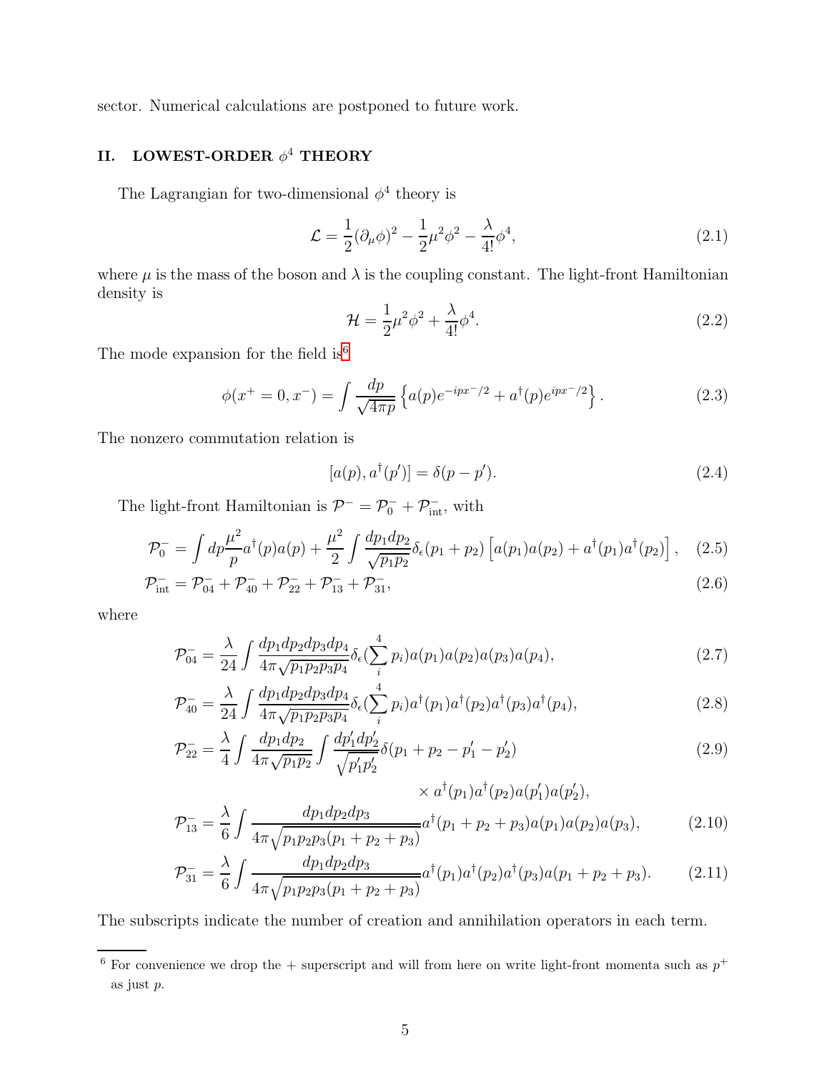sector. Numerical calculations are postponed to future work.

## II. LOWEST-ORDER $\phi^4$ THEORY

The Lagrangian for two-dimensional $\phi^4$ theory is

$$\mathcal{L} = \frac{1}{2}(\partial_\mu \phi)^2 - \frac{1}{2}\mu^2\phi^2 - \frac{\lambda}{4!}\phi^4, \tag{2.1}$$

where $\mu$ is the mass of the boson and $\lambda$ is the coupling constant. The light-front Hamiltonian density is

$$\mathcal{H} = \frac{1}{2}\mu^2\phi^2 + \frac{\lambda}{4!}\phi^4. \tag{2.2}$$

The mode expansion for the field is[6]

$$\phi(x^+ = 0, x^-) = \int \frac{dp}{\sqrt{4\pi p}} \left\{ a(p)e^{-ipx^-/2} + a^\dagger(p)e^{ipx^-/2} \right\}. \tag{2.3}$$

The nonzero commutation relation is

$$[a(p), a^\dagger(p')] = \delta(p - p'). \tag{2.4}$$

The light-front Hamiltonian is $\mathcal{P}^- = \mathcal{P}^-_0 + \mathcal{P}^-_{\rm int}$, with

$$\mathcal{P}^-_0 = \int dp \frac{\mu^2}{p} a^\dagger(p)a(p) + \frac{\mu^2}{2}\int \frac{dp_1 dp_2}{\sqrt{p_1 p_2}} \delta_\epsilon(p_1 + p_2)\left[a(p_1)a(p_2) + a^\dagger(p_1)a^\dagger(p_2)\right], \tag{2.5}$$

$$\mathcal{P}^-_{\rm int} = \mathcal{P}^-_{04} + \mathcal{P}^-_{40} + \mathcal{P}^-_{22} + \mathcal{P}^-_{13} + \mathcal{P}^-_{31}, \tag{2.6}$$

where

$$\mathcal{P}^-_{04} = \frac{\lambda}{24}\int \frac{dp_1 dp_2 dp_3 dp_4}{4\pi\sqrt{p_1 p_2 p_3 p_4}} \delta_\epsilon(\sum_i^4 p_i) a(p_1)a(p_2)a(p_3)a(p_4), \tag{2.7}$$

$$\mathcal{P}^-_{40} = \frac{\lambda}{24}\int \frac{dp_1 dp_2 dp_3 dp_4}{4\pi\sqrt{p_1 p_2 p_3 p_4}} \delta_\epsilon(\sum_i^4 p_i) a^\dagger(p_1)a^\dagger(p_2)a^\dagger(p_3)a^\dagger(p_4), \tag{2.8}$$

$$\mathcal{P}^-_{22} = \frac{\lambda}{4}\int \frac{dp_1 dp_2}{4\pi\sqrt{p_1 p_2}} \int \frac{dp'_1 dp'_2}{\sqrt{p'_1 p'_2}} \delta(p_1 + p_2 - p'_1 - p'_2) \times a^\dagger(p_1)a^\dagger(p_2)a(p'_1)a(p'_2), \tag{2.9}$$

$$\mathcal{P}^-_{13} = \frac{\lambda}{6}\int \frac{dp_1 dp_2 dp_3}{4\pi\sqrt{p_1 p_2 p_3 (p_1 + p_2 + p_3)}} a^\dagger(p_1 + p_2 + p_3)a(p_1)a(p_2)a(p_3), \tag{2.10}$$

$$\mathcal{P}^-_{31} = \frac{\lambda}{6}\int \frac{dp_1 dp_2 dp_3}{4\pi\sqrt{p_1 p_2 p_3 (p_1 + p_2 + p_3)}} a^\dagger(p_1)a^\dagger(p_2)a^\dagger(p_3)a(p_1 + p_2 + p_3). \tag{2.11}$$

The subscripts indicate the number of creation and annihilation operators in each term.

---

[6] For convenience we drop the + superscript and will from here on write light-front momenta such as $p^+$ as just $p$.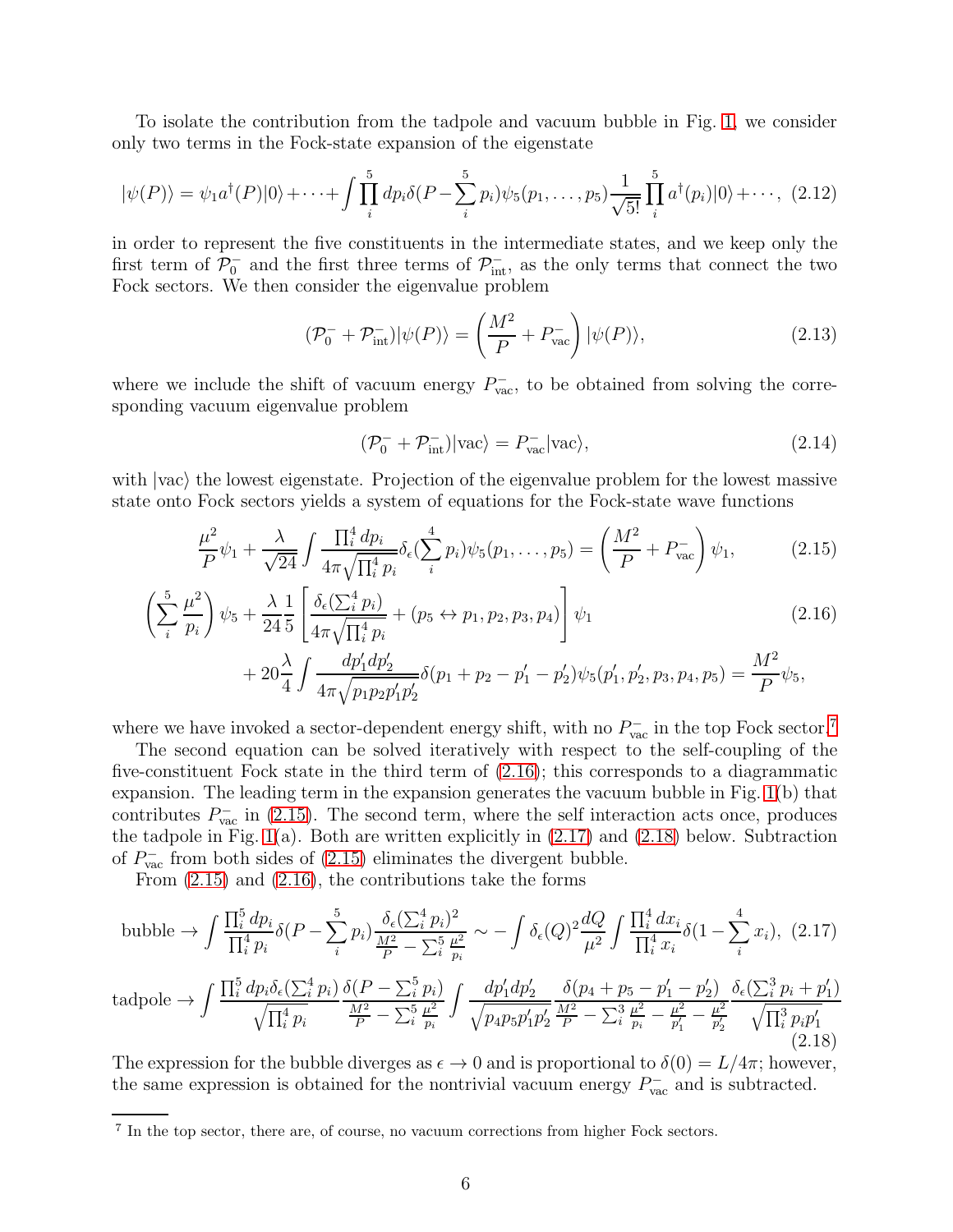To isolate the contribution from the tadpole and vacuum bubble in Fig. 1, we consider only two terms in the Fock-state expansion of the eigenstate

$$|\psi(P)\rangle = \psi_1 a^\dagger(P)|0\rangle + \cdots + \int \prod_i^5 dp_i \delta(P - \sum_i^5 p_i)\psi_5(p_1, \ldots, p_5)\frac{1}{\sqrt{5!}}\prod_i^5 a^\dagger(p_i)|0\rangle + \cdots, \quad (2.12)$$

in order to represent the five constituents in the intermediate states, and we keep only the first term of $\mathcal{P}_0^-$ and the first three terms of $\mathcal{P}_{\rm int}^-$, as the only terms that connect the two Fock sectors. We then consider the eigenvalue problem

$$(\mathcal{P}_0^- + \mathcal{P}_{\rm int}^-)|\psi(P)\rangle = \left(\frac{M^2}{P} + P_{\rm vac}^-\right)|\psi(P)\rangle, \quad (2.13)$$

where we include the shift of vacuum energy $P_{\rm vac}^-$, to be obtained from solving the corresponding vacuum eigenvalue problem

$$(\mathcal{P}_0^- + \mathcal{P}_{\rm int}^-)|{\rm vac}\rangle = P_{\rm vac}^-|{\rm vac}\rangle, \quad (2.14)$$

with $|{\rm vac}\rangle$ the lowest eigenstate. Projection of the eigenvalue problem for the lowest massive state onto Fock sectors yields a system of equations for the Fock-state wave functions

$$\frac{\mu^2}{P}\psi_1 + \frac{\lambda}{\sqrt{24}}\int \frac{\prod_i^4 dp_i}{4\pi\sqrt{\prod_i^4 p_i}}\delta_\epsilon(\sum_i^4 p_i)\psi_5(p_1, \ldots, p_5) = \left(\frac{M^2}{P} + P_{\rm vac}^-\right)\psi_1, \quad (2.15)$$

$$\left(\sum_i^5 \frac{\mu^2}{p_i}\right)\psi_5 + \frac{\lambda}{24}\frac{1}{5}\left[\frac{\delta_\epsilon(\sum_i^4 p_i)}{4\pi\sqrt{\prod_i^4 p_i}} + (p_5 \leftrightarrow p_1, p_2, p_3, p_4)\right]\psi_1 \quad (2.16)$$
$$+ 20\frac{\lambda}{4}\int \frac{dp_1' dp_2'}{4\pi\sqrt{p_1 p_2 p_1' p_2'}}\delta(p_1 + p_2 - p_1' - p_2')\psi_5(p_1', p_2', p_3, p_4, p_5) = \frac{M^2}{P}\psi_5,$$

where we have invoked a sector-dependent energy shift, with no $P_{\rm vac}^-$ in the top Fock sector.[7]

The second equation can be solved iteratively with respect to the self-coupling of the five-constituent Fock state in the third term of (2.16); this corresponds to a diagrammatic expansion. The leading term in the expansion generates the vacuum bubble in Fig. 1(b) that contributes $P_{\rm vac}^-$ in (2.15). The second term, where the self interaction acts once, produces the tadpole in Fig. 1(a). Both are written explicitly in (2.17) and (2.18) below. Subtraction of $P_{\rm vac}^-$ from both sides of (2.15) eliminates the divergent bubble.

From (2.15) and (2.16), the contributions take the forms

$$\text{bubble} \to \int \frac{\prod_i^5 dp_i}{\prod_i^4 p_i}\delta(P - \sum_i^5 p_i)\frac{\delta_\epsilon(\sum_i^4 p_i)^2}{\frac{M^2}{P} - \sum_i^5 \frac{\mu^2}{p_i}} \sim -\int \delta_\epsilon(Q)^2 \frac{dQ}{\mu^2}\int \frac{\prod_i^4 dx_i}{\prod_i^4 x_i}\delta(1 - \sum_i^4 x_i), \quad (2.17)$$

$$\text{tadpole} \to \int \frac{\prod_i^5 dp_i \delta_\epsilon(\sum_i^4 p_i)}{\sqrt{\prod_i^4 p_i}}\frac{\delta(P - \sum_i^5 p_i)}{\frac{M^2}{P} - \sum_i^5 \frac{\mu^2}{p_i}}\int \frac{dp_1' dp_2'}{\sqrt{p_4 p_5 p_1' p_2'}}\frac{\delta(p_4 + p_5 - p_1' - p_2')}{\frac{M^2}{P} - \sum_i^3 \frac{\mu^2}{p_i} - \frac{\mu^2}{p_1'} - \frac{\mu^2}{p_2'}}\frac{\delta_\epsilon(\sum_i^3 p_i + p_1')}{\sqrt{\prod_i^3 p_i p_1'}} \quad (2.18)$$

The expression for the bubble diverges as $\epsilon \to 0$ and is proportional to $\delta(0) = L/4\pi$; however, the same expression is obtained for the nontrivial vacuum energy $P_{\rm vac}^-$ and is subtracted.

---

[7] In the top sector, there are, of course, no vacuum corrections from higher Fock sectors.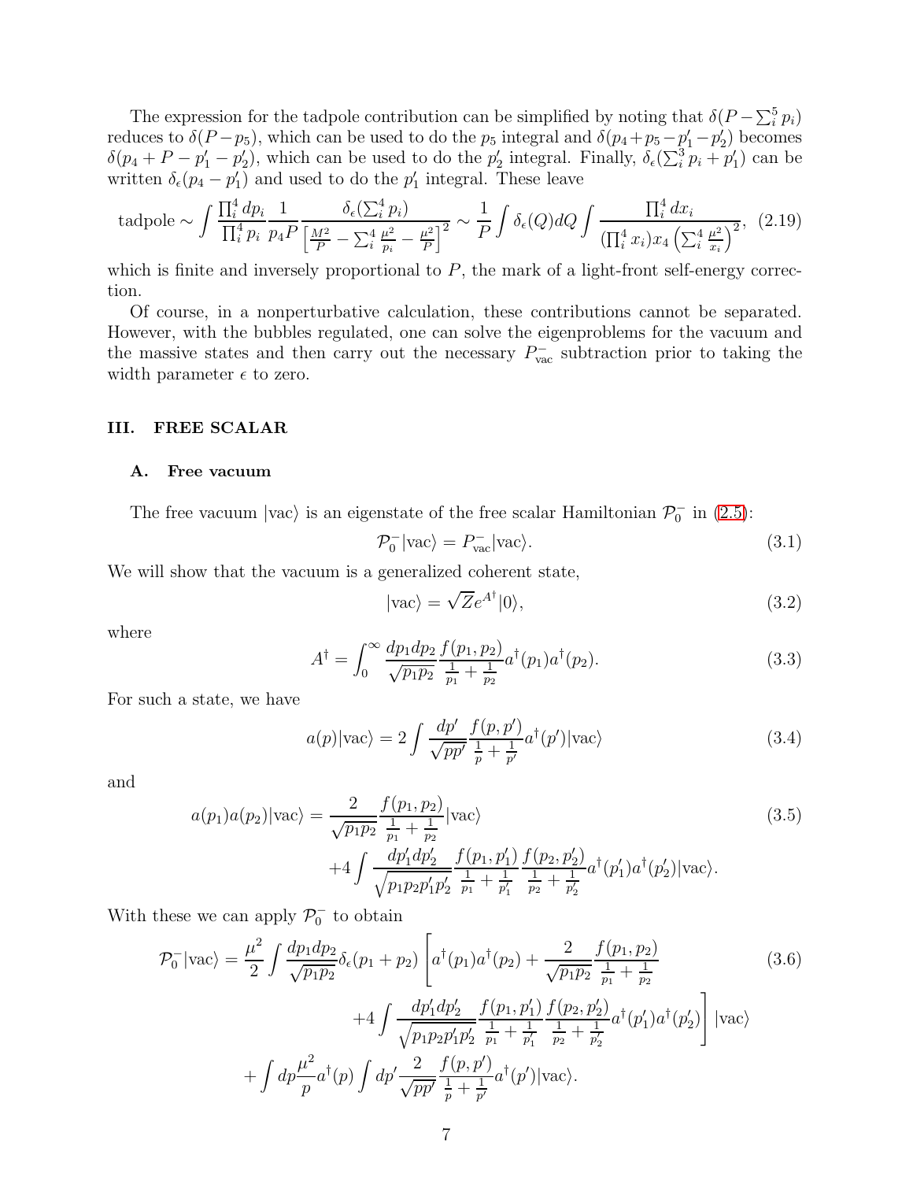The expression for the tadpole contribution can be simplified by noting that $\delta(P-\sum_i^5 p_i)$ reduces to $\delta(P-p_5)$, which can be used to do the $p_5$ integral and $\delta(p_4+p_5-p_1'-p_2')$ becomes $\delta(p_4+P-p_1'-p_2')$, which can be used to do the $p_2'$ integral. Finally, $\delta_\epsilon(\sum_i^3 p_i + p_1')$ can be written $\delta_\epsilon(p_4-p_1')$ and used to do the $p_1'$ integral. These leave

$$\text{tadpole} \sim \int \frac{\prod_i^4 dp_i}{\prod_i^4 p_i} \frac{1}{p_4 P} \frac{\delta_\epsilon(\sum_i^4 p_i)}{\left[\frac{M^2}{P} - \sum_i^4 \frac{\mu^2}{p_i} - \frac{\mu^2}{P}\right]^2} \sim \frac{1}{P}\int \delta_\epsilon(Q)dQ \int \frac{\prod_i^4 dx_i}{(\prod_i^4 x_i)x_4\left(\sum_i^4 \frac{\mu^2}{x_i}\right)^2}, \tag{2.19}$$

which is finite and inversely proportional to $P$, the mark of a light-front self-energy correction.

Of course, in a nonperturbative calculation, these contributions cannot be separated. However, with the bubbles regulated, one can solve the eigenproblems for the vacuum and the massive states and then carry out the necessary $P^-_{\rm vac}$ subtraction prior to taking the width parameter $\epsilon$ to zero.

## III. FREE SCALAR

### A. Free vacuum

The free vacuum $|{\rm vac}\rangle$ is an eigenstate of the free scalar Hamiltonian $\mathcal{P}_0^-$ in (2.5):

$$\mathcal{P}_0^-|{\rm vac}\rangle = P^-_{\rm vac}|{\rm vac}\rangle. \tag{3.1}$$

We will show that the vacuum is a generalized coherent state,

$$|{\rm vac}\rangle = \sqrt{Z}e^{A^\dagger}|0\rangle, \tag{3.2}$$

where

$$A^\dagger = \int_0^\infty \frac{dp_1 dp_2}{\sqrt{p_1 p_2}} \frac{f(p_1,p_2)}{\frac{1}{p_1}+\frac{1}{p_2}} a^\dagger(p_1)a^\dagger(p_2). \tag{3.3}$$

For such a state, we have

$$a(p)|{\rm vac}\rangle = 2\int \frac{dp'}{\sqrt{pp'}} \frac{f(p,p')}{\frac{1}{p}+\frac{1}{p'}} a^\dagger(p')|{\rm vac}\rangle \tag{3.4}$$

and

$$\begin{aligned} a(p_1)a(p_2)|{\rm vac}\rangle = &\frac{2}{\sqrt{p_1p_2}}\frac{f(p_1,p_2)}{\frac{1}{p_1}+\frac{1}{p_2}}|{\rm vac}\rangle \\ &+4\int \frac{dp_1'dp_2'}{\sqrt{p_1p_2p_1'p_2'}} \frac{f(p_1,p_1')}{\frac{1}{p_1}+\frac{1}{p_1'}} \frac{f(p_2,p_2')}{\frac{1}{p_2}+\frac{1}{p_2'}} a^\dagger(p_1')a^\dagger(p_2')|{\rm vac}\rangle. \end{aligned} \tag{3.5}$$

With these we can apply $\mathcal{P}_0^-$ to obtain

$$\begin{aligned} \mathcal{P}_0^-|{\rm vac}\rangle = &\frac{\mu^2}{2}\int \frac{dp_1 dp_2}{\sqrt{p_1p_2}} \delta_\epsilon(p_1+p_2)\left[a^\dagger(p_1)a^\dagger(p_2) + \frac{2}{\sqrt{p_1p_2}}\frac{f(p_1,p_2)}{\frac{1}{p_1}+\frac{1}{p_2}}\right. \\ &\left. +4\int \frac{dp_1'dp_2'}{\sqrt{p_1p_2p_1'p_2'}} \frac{f(p_1,p_1')}{\frac{1}{p_1}+\frac{1}{p_1'}} \frac{f(p_2,p_2')}{\frac{1}{p_2}+\frac{1}{p_2'}} a^\dagger(p_1')a^\dagger(p_2')\right]|{\rm vac}\rangle \\ &+\int dp \frac{\mu^2}{p} a^\dagger(p)\int dp' \frac{2}{\sqrt{pp'}}\frac{f(p,p')}{\frac{1}{p}+\frac{1}{p'}} a^\dagger(p')|{\rm vac}\rangle. \end{aligned} \tag{3.6}$$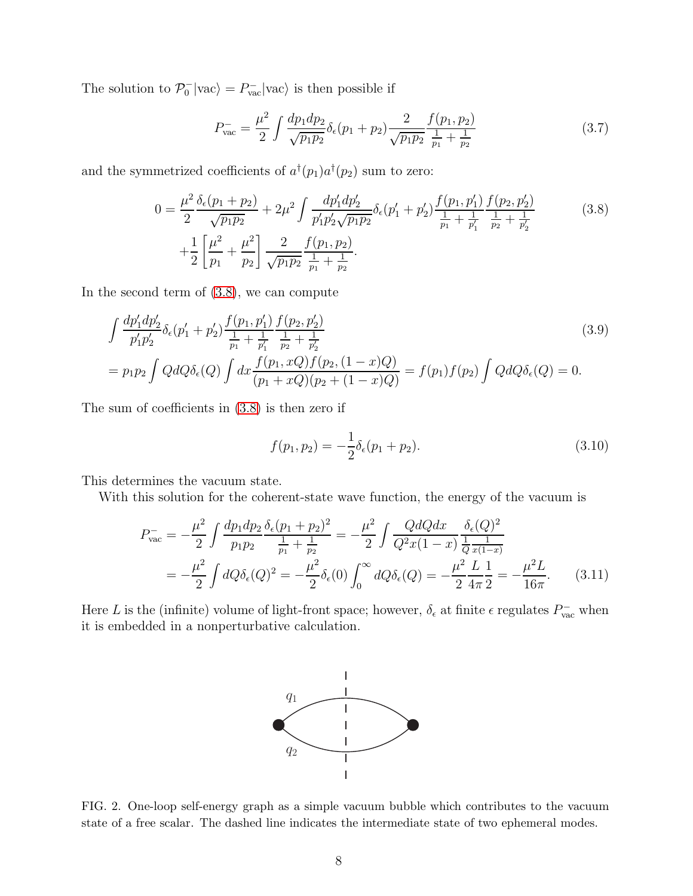The solution to $\mathcal{P}_0^-|\text{vac}\rangle = P^-_{\text{vac}}|\text{vac}\rangle$ is then possible if

$$P^-_{\text{vac}} = \frac{\mu^2}{2}\int \frac{dp_1 dp_2}{\sqrt{p_1 p_2}}\delta_\epsilon(p_1+p_2)\frac{2}{\sqrt{p_1 p_2}}\frac{f(p_1,p_2)}{\frac{1}{p_1}+\frac{1}{p_2}} \tag{3.7}$$

and the symmetrized coefficients of $a^\dagger(p_1)a^\dagger(p_2)$ sum to zero:

$$\begin{aligned}
0 = &\frac{\mu^2}{2}\frac{\delta_\epsilon(p_1+p_2)}{\sqrt{p_1 p_2}} + 2\mu^2 \int \frac{dp_1' dp_2'}{p_1' p_2' \sqrt{p_1 p_2}}\delta_\epsilon(p_1'+p_2')\frac{f(p_1,p_1')}{\frac{1}{p_1}+\frac{1}{p_1'}}\frac{f(p_2,p_2')}{\frac{1}{p_2}+\frac{1}{p_2'}} \\
&+\frac{1}{2}\left[\frac{\mu^2}{p_1}+\frac{\mu^2}{p_2}\right]\frac{2}{\sqrt{p_1 p_2}}\frac{f(p_1,p_2)}{\frac{1}{p_1}+\frac{1}{p_2}}.
\end{aligned} \tag{3.8}$$

In the second term of (3.8), we can compute

$$\begin{aligned}
&\int \frac{dp_1' dp_2'}{p_1' p_2'}\delta_\epsilon(p_1'+p_2')\frac{f(p_1,p_1')}{\frac{1}{p_1}+\frac{1}{p_1'}}\frac{f(p_2,p_2')}{\frac{1}{p_2}+\frac{1}{p_2'}} \\
&= p_1 p_2 \int Q dQ \delta_\epsilon(Q)\int dx \frac{f(p_1,xQ)f(p_2,(1-x)Q)}{(p_1+xQ)(p_2+(1-x)Q)} = f(p_1)f(p_2)\int QdQ\delta_\epsilon(Q) = 0.
\end{aligned} \tag{3.9}$$

The sum of coefficients in (3.8) is then zero if

$$f(p_1,p_2) = -\frac{1}{2}\delta_\epsilon(p_1+p_2). \tag{3.10}$$

This determines the vacuum state.

With this solution for the coherent-state wave function, the energy of the vacuum is

$$\begin{aligned}
P^-_{\text{vac}} &= -\frac{\mu^2}{2}\int \frac{dp_1 dp_2}{p_1 p_2}\frac{\delta_\epsilon(p_1+p_2)^2}{\frac{1}{p_1}+\frac{1}{p_2}} = -\frac{\mu^2}{2}\int \frac{QdQdx}{Q^2 x(1-x)}\frac{\delta_\epsilon(Q)^2}{\frac{1}{Q}\frac{1}{x(1-x)}} \\
&= -\frac{\mu^2}{2}\int dQ \delta_\epsilon(Q)^2 = -\frac{\mu^2}{2}\delta_\epsilon(0)\int_0^\infty dQ\delta_\epsilon(Q) = -\frac{\mu^2}{2}\frac{L}{4\pi}\frac{1}{2} = -\frac{\mu^2 L}{16\pi}.
\end{aligned} \tag{3.11}$$

Here $L$ is the (infinite) volume of light-front space; however, $\delta_\epsilon$ at finite $\epsilon$ regulates $P^-_{\text{vac}}$ when it is embedded in a nonperturbative calculation.

FIG. 2. One-loop self-energy graph as a simple vacuum bubble which contributes to the vacuum state of a free scalar. The dashed line indicates the intermediate state of two ephemeral modes.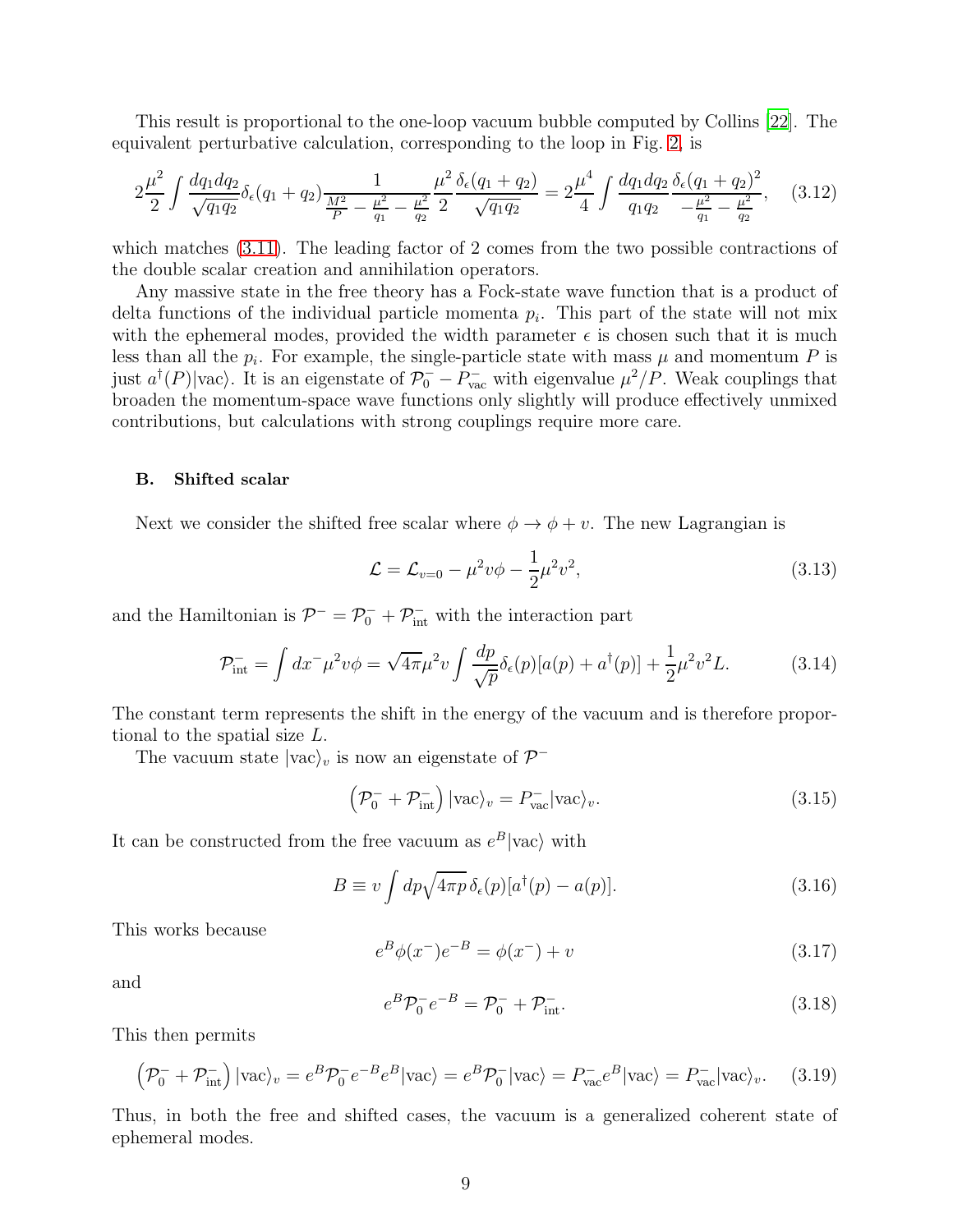This result is proportional to the one-loop vacuum bubble computed by Collins [22]. The equivalent perturbative calculation, corresponding to the loop in Fig. 2, is

$$2\frac{\mu^2}{2}\int \frac{dq_1 dq_2}{\sqrt{q_1 q_2}}\delta_\epsilon(q_1+q_2)\frac{1}{\frac{M^2}{P}-\frac{\mu^2}{q_1}-\frac{\mu^2}{q_2}}\frac{\mu^2}{2}\frac{\delta_\epsilon(q_1+q_2)}{\sqrt{q_1 q_2}} = 2\frac{\mu^4}{4}\int \frac{dq_1 dq_2}{q_1 q_2}\frac{\delta_\epsilon(q_1+q_2)^2}{-\frac{\mu^2}{q_1}-\frac{\mu^2}{q_2}}, \tag{3.12}$$

which matches (3.11). The leading factor of 2 comes from the two possible contractions of the double scalar creation and annihilation operators.

Any massive state in the free theory has a Fock-state wave function that is a product of delta functions of the individual particle momenta $p_i$. This part of the state will not mix with the ephemeral modes, provided the width parameter $\epsilon$ is chosen such that it is much less than all the $p_i$. For example, the single-particle state with mass $\mu$ and momentum $P$ is just $a^\dagger(P)|\text{vac}\rangle$. It is an eigenstate of $\mathcal{P}_0^- - P_{\text{vac}}^-$ with eigenvalue $\mu^2/P$. Weak couplings that broaden the momentum-space wave functions only slightly will produce effectively unmixed contributions, but calculations with strong couplings require more care.

### B. Shifted scalar

Next we consider the shifted free scalar where $\phi \to \phi + v$. The new Lagrangian is

$$\mathcal{L} = \mathcal{L}_{v=0} - \mu^2 v\phi - \frac{1}{2}\mu^2 v^2, \tag{3.13}$$

and the Hamiltonian is $\mathcal{P}^- = \mathcal{P}_0^- + \mathcal{P}_{\text{int}}^-$ with the interaction part

$$\mathcal{P}_{\text{int}}^- = \int dx^- \mu^2 v\phi = \sqrt{4\pi}\mu^2 v\int \frac{dp}{\sqrt{p}}\delta_\epsilon(p)[a(p)+a^\dagger(p)] + \frac{1}{2}\mu^2 v^2 L. \tag{3.14}$$

The constant term represents the shift in the energy of the vacuum and is therefore proportional to the spatial size $L$.

The vacuum state $|\text{vac}\rangle_v$ is now an eigenstate of $\mathcal{P}^-$

$$\left(\mathcal{P}_0^- + \mathcal{P}_{\text{int}}^-\right)|\text{vac}\rangle_v = P_{\text{vac}}^-|\text{vac}\rangle_v. \tag{3.15}$$

It can be constructed from the free vacuum as $e^B|\text{vac}\rangle$ with

$$B \equiv v\int dp\sqrt{4\pi p}\,\delta_\epsilon(p)[a^\dagger(p) - a(p)]. \tag{3.16}$$

This works because

$$e^B\phi(x^-)e^{-B} = \phi(x^-) + v \tag{3.17}$$

and

$$e^B\mathcal{P}_0^- e^{-B} = \mathcal{P}_0^- + \mathcal{P}_{\text{int}}^-. \tag{3.18}$$

This then permits

$$\left(\mathcal{P}_0^- + \mathcal{P}_{\text{int}}^-\right)|\text{vac}\rangle_v = e^B\mathcal{P}_0^- e^{-B}e^B|\text{vac}\rangle = e^B\mathcal{P}_0^-|\text{vac}\rangle = P_{\text{vac}}^- e^B|\text{vac}\rangle = P_{\text{vac}}^-|\text{vac}\rangle_v. \tag{3.19}$$

Thus, in both the free and shifted cases, the vacuum is a generalized coherent state of ephemeral modes.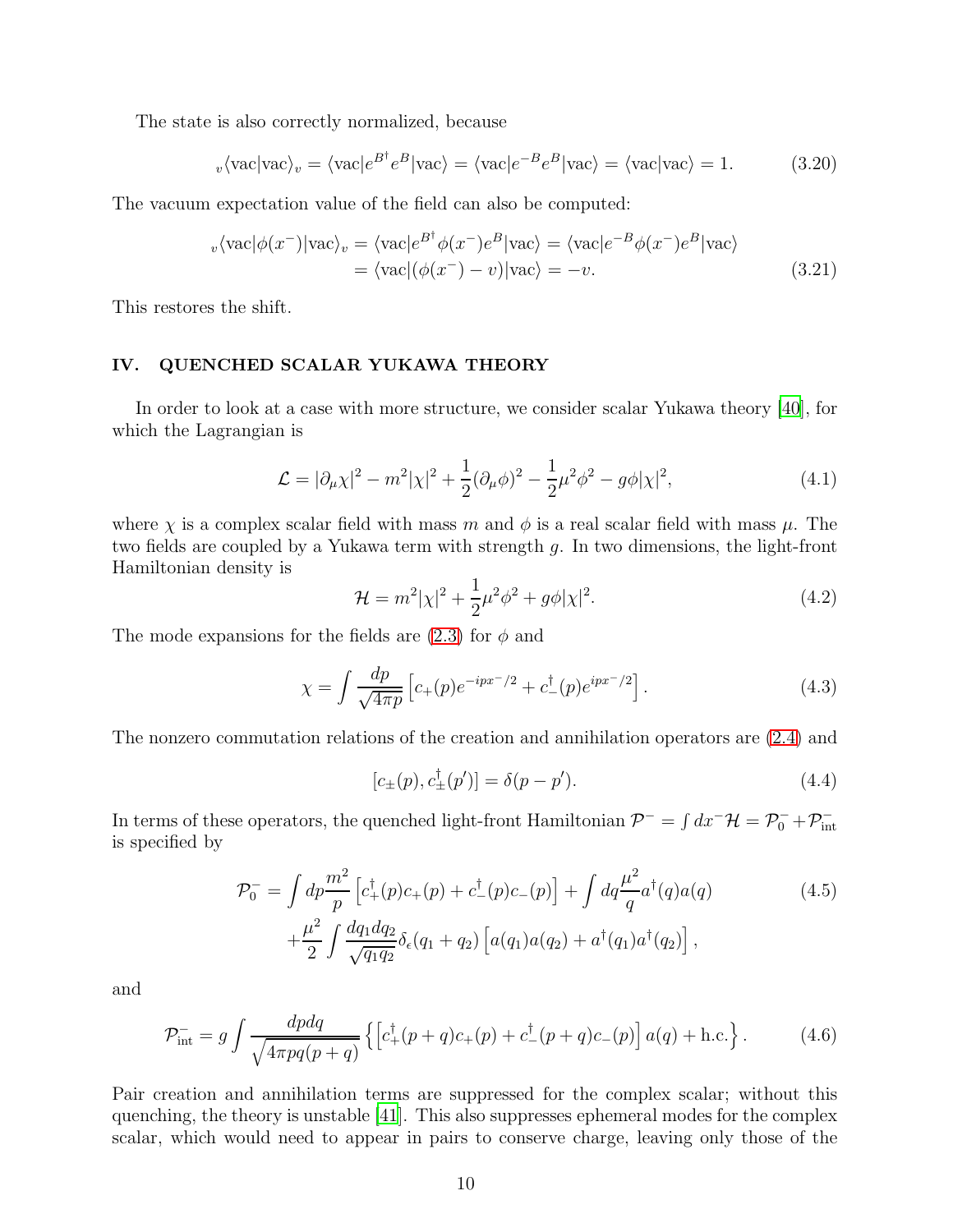The state is also correctly normalized, because

$$
{}_v\langle\text{vac}|\text{vac}\rangle_v = \langle\text{vac}|e^{B^\dagger}e^B|\text{vac}\rangle = \langle\text{vac}|e^{-B}e^B|\text{vac}\rangle = \langle\text{vac}|\text{vac}\rangle = 1. \tag{3.20}
$$

The vacuum expectation value of the field can also be computed:

$$
\begin{aligned}
{}_v\langle\text{vac}|\phi(x^-)|\text{vac}\rangle_v &= \langle\text{vac}|e^{B^\dagger}\phi(x^-)e^B|\text{vac}\rangle = \langle\text{vac}|e^{-B}\phi(x^-)e^B|\text{vac}\rangle \\
&= \langle\text{vac}|(\phi(x^-)-v)|\text{vac}\rangle = -v.
\end{aligned} \tag{3.21}
$$

This restores the shift.

## IV. QUENCHED SCALAR YUKAWA THEORY

In order to look at a case with more structure, we consider scalar Yukawa theory [40], for which the Lagrangian is

$$
\mathcal{L} = |\partial_\mu\chi|^2 - m^2|\chi|^2 + \frac{1}{2}(\partial_\mu\phi)^2 - \frac{1}{2}\mu^2\phi^2 - g\phi|\chi|^2, \tag{4.1}
$$

where $\chi$ is a complex scalar field with mass $m$ and $\phi$ is a real scalar field with mass $\mu$. The two fields are coupled by a Yukawa term with strength $g$. In two dimensions, the light-front Hamiltonian density is

$$
\mathcal{H} = m^2|\chi|^2 + \frac{1}{2}\mu^2\phi^2 + g\phi|\chi|^2. \tag{4.2}
$$

The mode expansions for the fields are (2.3) for $\phi$ and

$$
\chi = \int \frac{dp}{\sqrt{4\pi p}}\left[c_+(p)e^{-ipx^-/2} + c_-^\dagger(p)e^{ipx^-/2}\right]. \tag{4.3}
$$

The nonzero commutation relations of the creation and annihilation operators are (2.4) and

$$
[c_\pm(p), c_\pm^\dagger(p')] = \delta(p-p'). \tag{4.4}
$$

In terms of these operators, the quenched light-front Hamiltonian $\mathcal{P}^- = \int dx^-\mathcal{H} = \mathcal{P}_0^- + \mathcal{P}_{\text{int}}^-$ is specified by

$$
\begin{aligned}
\mathcal{P}_0^- = &\int dp\frac{m^2}{p}\left[c_+^\dagger(p)c_+(p) + c_-^\dagger(p)c_-(p)\right] + \int dq\frac{\mu^2}{q}a^\dagger(q)a(q) \\
&+\frac{\mu^2}{2}\int\frac{dq_1dq_2}{\sqrt{q_1q_2}}\delta_\epsilon(q_1+q_2)\left[a(q_1)a(q_2) + a^\dagger(q_1)a^\dagger(q_2)\right],
\end{aligned} \tag{4.5}
$$

and

$$
\mathcal{P}_{\text{int}}^- = g\int\frac{dpdq}{\sqrt{4\pi pq(p+q)}}\left\{\left[c_+^\dagger(p+q)c_+(p) + c_-^\dagger(p+q)c_-(p)\right]a(q) + \text{h.c.}\right\}. \tag{4.6}
$$

Pair creation and annihilation terms are suppressed for the complex scalar; without this quenching, the theory is unstable [41]. This also suppresses ephemeral modes for the complex scalar, which would need to appear in pairs to conserve charge, leaving only those of the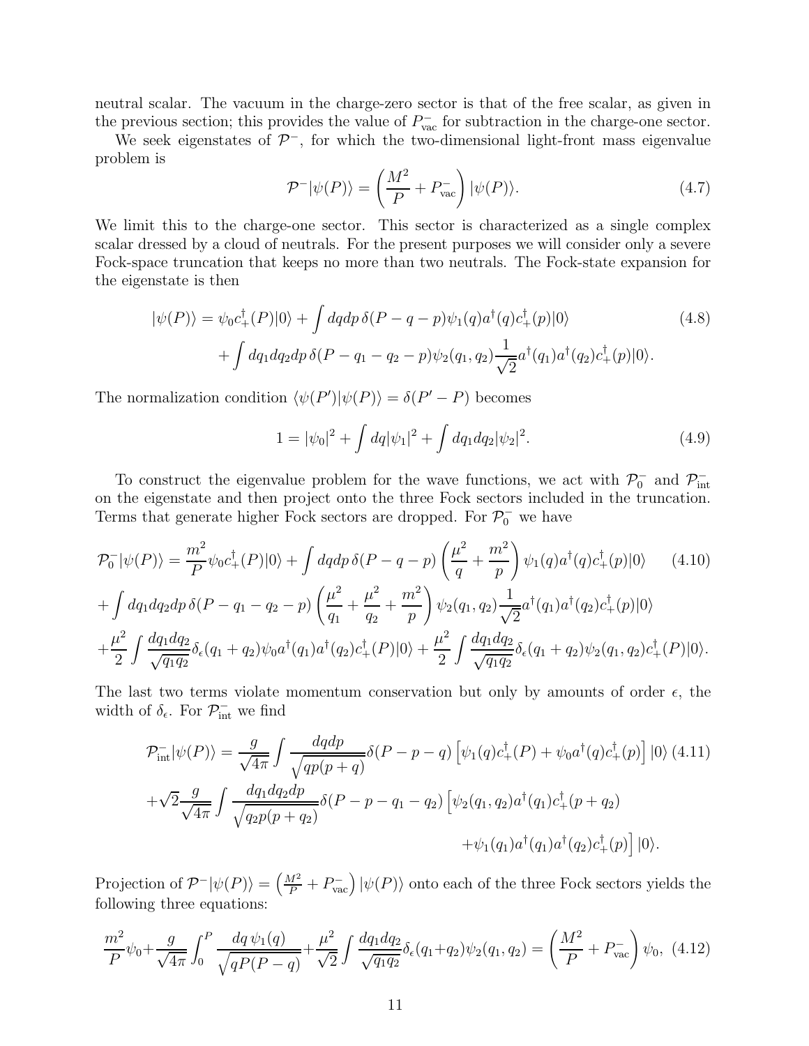neutral scalar. The vacuum in the charge-zero sector is that of the free scalar, as given in the previous section; this provides the value of $P^-_{\rm vac}$ for subtraction in the charge-one sector.

We seek eigenstates of $\mathcal{P}^-$, for which the two-dimensional light-front mass eigenvalue problem is

$$\mathcal{P}^-|\psi(P)\rangle = \left(\frac{M^2}{P} + P^-_{\rm vac}\right)|\psi(P)\rangle. \tag{4.7}$$

We limit this to the charge-one sector. This sector is characterized as a single complex scalar dressed by a cloud of neutrals. For the present purposes we will consider only a severe Fock-space truncation that keeps no more than two neutrals. The Fock-state expansion for the eigenstate is then

$$\begin{aligned}|\psi(P)\rangle = \psi_0 c_+^\dagger(P)|0\rangle &+ \int dq dp\, \delta(P-q-p)\psi_1(q)a^\dagger(q)c_+^\dagger(p)|0\rangle \\ &+ \int dq_1 dq_2 dp\, \delta(P-q_1-q_2-p)\psi_2(q_1,q_2)\frac{1}{\sqrt{2}}a^\dagger(q_1)a^\dagger(q_2)c_+^\dagger(p)|0\rangle.\end{aligned} \tag{4.8}$$

The normalization condition $\langle\psi(P')|\psi(P)\rangle = \delta(P'-P)$ becomes

$$1 = |\psi_0|^2 + \int dq|\psi_1|^2 + \int dq_1 dq_2|\psi_2|^2. \tag{4.9}$$

To construct the eigenvalue problem for the wave functions, we act with $\mathcal{P}^-_0$ and $\mathcal{P}^-_{\rm int}$ on the eigenstate and then project onto the three Fock sectors included in the truncation. Terms that generate higher Fock sectors are dropped. For $\mathcal{P}^-_0$ we have

$$\begin{aligned}\mathcal{P}^-_0|\psi(P)\rangle &= \frac{m^2}{P}\psi_0 c_+^\dagger(P)|0\rangle + \int dq dp\, \delta(P-q-p)\left(\frac{\mu^2}{q}+\frac{m^2}{p}\right)\psi_1(q)a^\dagger(q)c_+^\dagger(p)|0\rangle \\ &+ \int dq_1 dq_2 dp\, \delta(P-q_1-q_2-p)\left(\frac{\mu^2}{q_1}+\frac{\mu^2}{q_2}+\frac{m^2}{p}\right)\psi_2(q_1,q_2)\frac{1}{\sqrt{2}}a^\dagger(q_1)a^\dagger(q_2)c_+^\dagger(p)|0\rangle \\ &+ \frac{\mu^2}{2}\int\frac{dq_1dq_2}{\sqrt{q_1q_2}}\delta_\epsilon(q_1+q_2)\psi_0 a^\dagger(q_1)a^\dagger(q_2)c_+^\dagger(P)|0\rangle + \frac{\mu^2}{2}\int\frac{dq_1dq_2}{\sqrt{q_1q_2}}\delta_\epsilon(q_1+q_2)\psi_2(q_1,q_2)c_+^\dagger(P)|0\rangle.\end{aligned} \tag{4.10}$$

The last two terms violate momentum conservation but only by amounts of order $\epsilon$, the width of $\delta_\epsilon$. For $\mathcal{P}^-_{\rm int}$ we find

$$\begin{aligned}\mathcal{P}^-_{\rm int}|\psi(P)\rangle &= \frac{g}{\sqrt{4\pi}}\int\frac{dqdp}{\sqrt{qp(p+q)}}\delta(P-p-q)\left[\psi_1(q)c_+^\dagger(P)+\psi_0 a^\dagger(q)c_+^\dagger(p)\right]|0\rangle \\ &+\sqrt{2}\frac{g}{\sqrt{4\pi}}\int\frac{dq_1dq_2dp}{\sqrt{q_2p(p+q_2)}}\delta(P-p-q_1-q_2)\Big[\psi_2(q_1,q_2)a^\dagger(q_1)c_+^\dagger(p+q_2) \\ &\qquad\qquad + \psi_1(q_1)a^\dagger(q_1)a^\dagger(q_2)c_+^\dagger(p)\Big]|0\rangle.\end{aligned} \tag{4.11}$$

Projection of $\mathcal{P}^-|\psi(P)\rangle = \left(\frac{M^2}{P}+P^-_{\rm vac}\right)|\psi(P)\rangle$ onto each of the three Fock sectors yields the following three equations:

$$\frac{m^2}{P}\psi_0 + \frac{g}{\sqrt{4\pi}}\int_0^P\frac{dq\,\psi_1(q)}{\sqrt{qP(P-q)}} + \frac{\mu^2}{\sqrt{2}}\int\frac{dq_1dq_2}{\sqrt{q_1q_2}}\delta_\epsilon(q_1+q_2)\psi_2(q_1,q_2) = \left(\frac{M^2}{P}+P^-_{\rm vac}\right)\psi_0, \tag{4.12}$$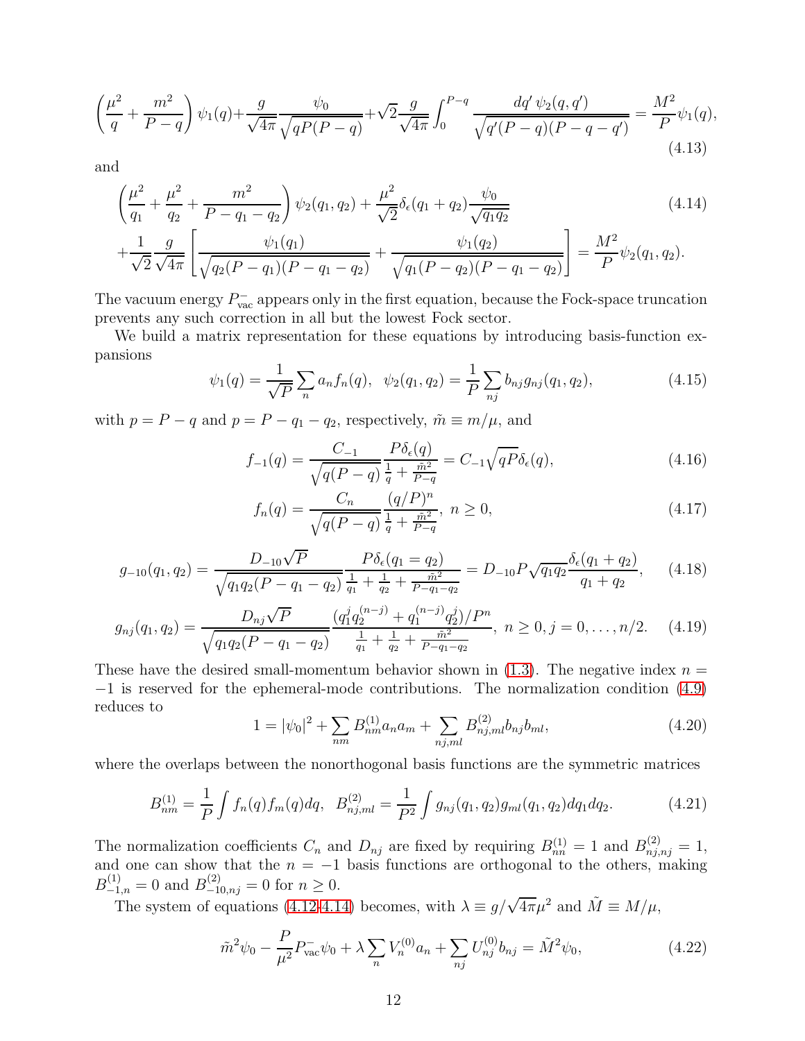$$\left(\frac{\mu^2}{q}+\frac{m^2}{P-q}\right)\psi_1(q)+\frac{g}{\sqrt{4\pi}}\frac{\psi_0}{\sqrt{qP(P-q)}}+\sqrt{2}\frac{g}{\sqrt{4\pi}}\int_0^{P-q}\frac{dq'\,\psi_2(q,q')}{\sqrt{q'(P-q)(P-q-q')}}=\frac{M^2}{P}\psi_1(q), \tag{4.13}$$

and

$$\begin{aligned}&\left(\frac{\mu^2}{q_1}+\frac{\mu^2}{q_2}+\frac{m^2}{P-q_1-q_2}\right)\psi_2(q_1,q_2)+\frac{\mu^2}{\sqrt{2}}\delta_\epsilon(q_1+q_2)\frac{\psi_0}{\sqrt{q_1q_2}} \\ &+\frac{1}{\sqrt{2}}\frac{g}{\sqrt{4\pi}}\left[\frac{\psi_1(q_1)}{\sqrt{q_2(P-q_1)(P-q_1-q_2)}}+\frac{\psi_1(q_2)}{\sqrt{q_1(P-q_2)(P-q_1-q_2)}}\right]=\frac{M^2}{P}\psi_2(q_1,q_2).\end{aligned} \tag{4.14}$$

The vacuum energy $P^-_{\rm vac}$ appears only in the first equation, because the Fock-space truncation prevents any such correction in all but the lowest Fock sector.

We build a matrix representation for these equations by introducing basis-function expansions

$$\psi_1(q)=\frac{1}{\sqrt{P}}\sum_n a_n f_n(q),\quad \psi_2(q_1,q_2)=\frac{1}{P}\sum_{nj}b_{nj}g_{nj}(q_1,q_2), \tag{4.15}$$

with $p=P-q$ and $p=P-q_1-q_2$, respectively, $\tilde{m}\equiv m/\mu$, and

$$f_{-1}(q)=\frac{C_{-1}}{\sqrt{q(P-q)}}\frac{P\delta_\epsilon(q)}{\frac{1}{q}+\frac{\tilde{m}^2}{P-q}}=C_{-1}\sqrt{qP}\delta_\epsilon(q), \tag{4.16}$$

$$f_n(q)=\frac{C_n}{\sqrt{q(P-q)}}\frac{(q/P)^n}{\frac{1}{q}+\frac{\tilde{m}^2}{P-q}},\ n\geq 0, \tag{4.17}$$

$$g_{-10}(q_1,q_2)=\frac{D_{-10}\sqrt{P}}{\sqrt{q_1q_2(P-q_1-q_2)}}\frac{P\delta_\epsilon(q_1=q_2)}{\frac{1}{q_1}+\frac{1}{q_2}+\frac{\tilde{m}^2}{P-q_1-q_2}}=D_{-10}P\sqrt{q_1q_2}\frac{\delta_\epsilon(q_1+q_2)}{q_1+q_2}, \tag{4.18}$$

$$g_{nj}(q_1,q_2)=\frac{D_{nj}\sqrt{P}}{\sqrt{q_1q_2(P-q_1-q_2)}}\frac{(q_1^jq_2^{(n-j)}+q_1^{(n-j)}q_2^j)/P^n}{\frac{1}{q_1}+\frac{1}{q_2}+\frac{\tilde{m}^2}{P-q_1-q_2}},\ n\geq 0, j=0,\ldots,n/2. \tag{4.19}$$

These have the desired small-momentum behavior shown in (1.3). The negative index $n=-1$ is reserved for the ephemeral-mode contributions. The normalization condition (4.9) reduces to

$$1=|\psi_0|^2+\sum_{nm}B^{(1)}_{nm}a_na_m+\sum_{nj,ml}B^{(2)}_{nj,ml}b_{nj}b_{ml}, \tag{4.20}$$

where the overlaps between the nonorthogonal basis functions are the symmetric matrices

$$B^{(1)}_{nm}=\frac{1}{P}\int f_n(q)f_m(q)dq,\quad B^{(2)}_{nj,ml}=\frac{1}{P^2}\int g_{nj}(q_1,q_2)g_{ml}(q_1,q_2)dq_1dq_2. \tag{4.21}$$

The normalization coefficients $C_n$ and $D_{nj}$ are fixed by requiring $B^{(1)}_{nn}=1$ and $B^{(2)}_{nj,nj}=1$, and one can show that the $n=-1$ basis functions are orthogonal to the others, making $B^{(1)}_{-1,n}=0$ and $B^{(2)}_{-10,nj}=0$ for $n\geq 0$.

The system of equations (4.12-4.14) becomes, with $\lambda\equiv g/\sqrt{4\pi}\mu^2$ and $\tilde{M}\equiv M/\mu$,

$$\tilde{m}^2\psi_0-\frac{P}{\mu^2}P^-_{\rm vac}\psi_0+\lambda\sum_n V^{(0)}_n a_n+\sum_{nj}U^{(0)}_{nj}b_{nj}=\tilde{M}^2\psi_0, \tag{4.22}$$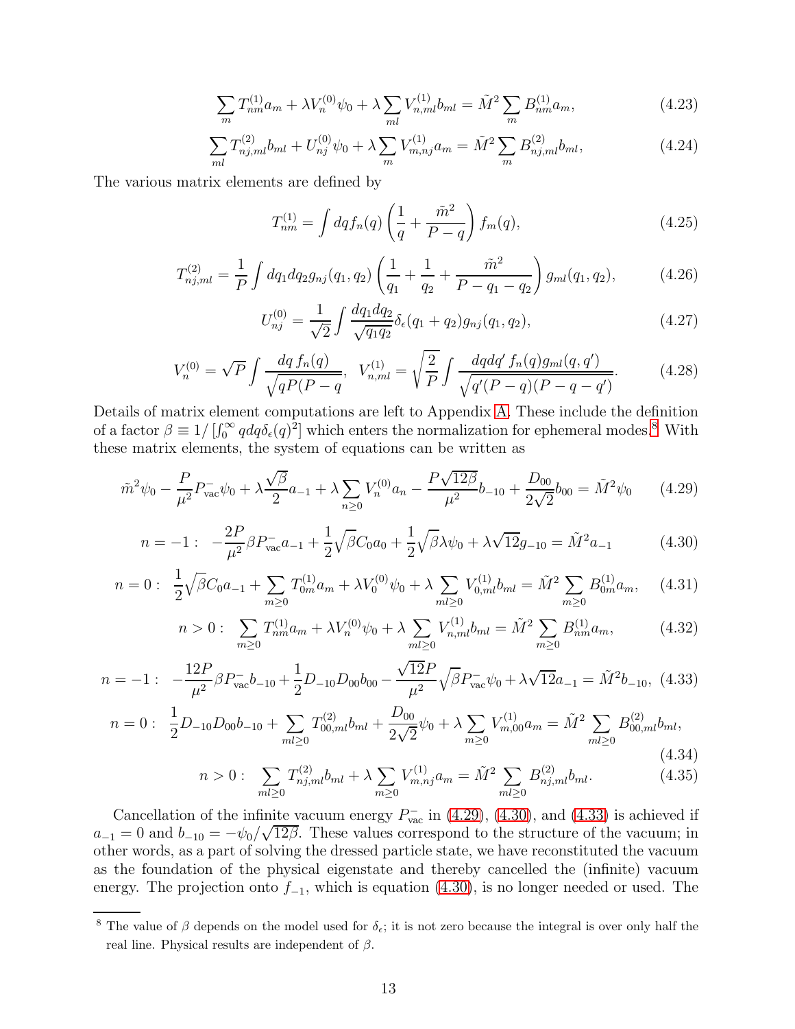$$\sum_m T^{(1)}_{nm} a_m + \lambda V^{(0)}_n \psi_0 + \lambda \sum_{ml} V^{(1)}_{n,ml} b_{ml} = \tilde{M}^2 \sum_m B^{(1)}_{nm} a_m, \tag{4.23}$$

$$\sum_{ml} T^{(2)}_{nj,ml} b_{ml} + U^{(0)}_{nj} \psi_0 + \lambda \sum_m V^{(1)}_{m,nj} a_m = \tilde{M}^2 \sum_m B^{(2)}_{nj,ml} b_{ml}, \tag{4.24}$$

The various matrix elements are defined by

$$T^{(1)}_{nm} = \int dq f_n(q) \left( \frac{1}{q} + \frac{\tilde{m}^2}{P-q} \right) f_m(q), \tag{4.25}$$

$$T^{(2)}_{nj,ml} = \frac{1}{P} \int dq_1 dq_2 g_{nj}(q_1,q_2) \left( \frac{1}{q_1} + \frac{1}{q_2} + \frac{\tilde{m}^2}{P-q_1-q_2} \right) g_{ml}(q_1,q_2), \tag{4.26}$$

$$U^{(0)}_{nj} = \frac{1}{\sqrt{2}} \int \frac{dq_1 dq_2}{\sqrt{q_1 q_2}} \delta_\epsilon(q_1+q_2) g_{nj}(q_1,q_2), \tag{4.27}$$

$$V^{(0)}_n = \sqrt{P} \int \frac{dq\, f_n(q)}{\sqrt{qP(P-q}}, \quad V^{(1)}_{n,ml} = \sqrt{\frac{2}{P}} \int \frac{dq dq'\, f_n(q) g_{ml}(q,q')}{\sqrt{q'(P-q)(P-q-q')}}. \tag{4.28}$$

Details of matrix element computations are left to Appendix A. These include the definition of a factor $\beta \equiv 1/\left[\int_0^\infty q dq \delta_\epsilon(q)^2\right]$ which enters the normalization for ephemeral modes.[8] With these matrix elements, the system of equations can be written as

$$\tilde{m}^2 \psi_0 - \frac{P}{\mu^2} P^-_{\rm vac} \psi_0 + \lambda \frac{\sqrt{\beta}}{2} a_{-1} + \lambda \sum_{n\geq 0} V^{(0)}_n a_n - \frac{P\sqrt{12\beta}}{\mu^2} b_{-10} + \frac{D_{00}}{2\sqrt{2}} b_{00} = \tilde{M}^2 \psi_0 \tag{4.29}$$

$$n=-1: \;\; -\frac{2P}{\mu^2} \beta P^-_{\rm vac} a_{-1} + \frac{1}{2}\sqrt{\beta} C_0 a_0 + \frac{1}{2}\sqrt{\beta}\lambda \psi_0 + \lambda\sqrt{12} g_{-10} = \tilde{M}^2 a_{-1} \tag{4.30}$$

$$n=0: \;\; \frac{1}{2}\sqrt{\beta} C_0 a_{-1} + \sum_{m\geq 0} T^{(1)}_{0m} a_m + \lambda V^{(0)}_0 \psi_0 + \lambda \sum_{ml\geq 0} V^{(1)}_{0,ml} b_{ml} = \tilde{M}^2 \sum_{m\geq 0} B^{(1)}_{0m} a_m, \tag{4.31}$$

$$n>0: \;\; \sum_{m\geq 0} T^{(1)}_{nm} a_m + \lambda V^{(0)}_n \psi_0 + \lambda \sum_{ml\geq 0} V^{(1)}_{n,ml} b_{ml} = \tilde{M}^2 \sum_{m\geq 0} B^{(1)}_{nm} a_m, \tag{4.32}$$

$$n=-1: \;\; -\frac{12P}{\mu^2} \beta P^-_{\rm vac} b_{-10} + \frac{1}{2} D_{-10} D_{00} b_{00} - \frac{\sqrt{12}P}{\mu^2} \sqrt{\beta} P^-_{\rm vac} \psi_0 + \lambda\sqrt{12} a_{-1} = \tilde{M}^2 b_{-10}, \tag{4.33}$$

$$n=0: \;\; \frac{1}{2} D_{-10} D_{00} b_{-10} + \sum_{ml\geq 0} T^{(2)}_{00,ml} b_{ml} + \frac{D_{00}}{2\sqrt{2}} \psi_0 + \lambda \sum_{m\geq 0} V^{(1)}_{m,00} a_m = \tilde{M}^2 \sum_{ml\geq 0} B^{(2)}_{00,ml} b_{ml}, \tag{4.34}$$

$$n>0: \;\; \sum_{ml\geq 0} T^{(2)}_{nj,ml} b_{ml} + \lambda \sum_{m\geq 0} V^{(1)}_{m,nj} a_m = \tilde{M}^2 \sum_{ml\geq 0} B^{(2)}_{nj,ml} b_{ml}. \tag{4.35}$$

Cancellation of the infinite vacuum energy $P^-_{\rm vac}$ in (4.29), (4.30), and (4.33) is achieved if $a_{-1}=0$ and $b_{-10} = -\psi_0/\sqrt{12\beta}$. These values correspond to the structure of the vacuum; in other words, as a part of solving the dressed particle state, we have reconstituted the vacuum as the foundation of the physical eigenstate and thereby cancelled the (infinite) vacuum energy. The projection onto $f_{-1}$, which is equation (4.30), is no longer needed or used. The

[8] The value of $\beta$ depends on the model used for $\delta_\epsilon$; it is not zero because the integral is over only half the real line. Physical results are independent of $\beta$.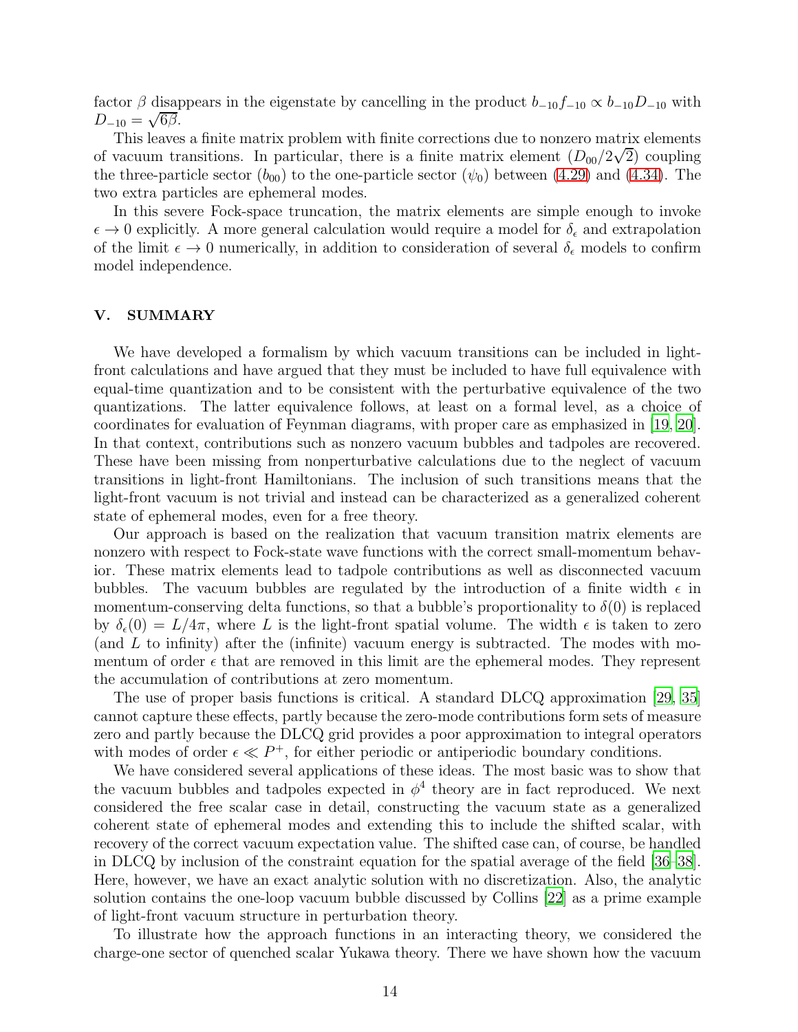factor $\beta$ disappears in the eigenstate by cancelling in the product $b_{-10}f_{-10} \propto b_{-10}D_{-10}$ with $D_{-10} = \sqrt{6}\beta$.

This leaves a finite matrix problem with finite corrections due to nonzero matrix elements of vacuum transitions. In particular, there is a finite matrix element $(D_{00}/2\sqrt{2})$ coupling the three-particle sector ($b_{00}$) to the one-particle sector ($\psi_0$) between (4.29) and (4.34). The two extra particles are ephemeral modes.

In this severe Fock-space truncation, the matrix elements are simple enough to invoke $\epsilon \to 0$ explicitly. A more general calculation would require a model for $\delta_\epsilon$ and extrapolation of the limit $\epsilon \to 0$ numerically, in addition to consideration of several $\delta_\epsilon$ models to confirm model independence.

## V. SUMMARY

We have developed a formalism by which vacuum transitions can be included in light-front calculations and have argued that they must be included to have full equivalence with equal-time quantization and to be consistent with the perturbative equivalence of the two quantizations. The latter equivalence follows, at least on a formal level, as a choice of coordinates for evaluation of Feynman diagrams, with proper care as emphasized in [19, 20]. In that context, contributions such as nonzero vacuum bubbles and tadpoles are recovered. These have been missing from nonperturbative calculations due to the neglect of vacuum transitions in light-front Hamiltonians. The inclusion of such transitions means that the light-front vacuum is not trivial and instead can be characterized as a generalized coherent state of ephemeral modes, even for a free theory.

Our approach is based on the realization that vacuum transition matrix elements are nonzero with respect to Fock-state wave functions with the correct small-momentum behavior. These matrix elements lead to tadpole contributions as well as disconnected vacuum bubbles. The vacuum bubbles are regulated by the introduction of a finite width $\epsilon$ in momentum-conserving delta functions, so that a bubble's proportionality to $\delta(0)$ is replaced by $\delta_\epsilon(0) = L/4\pi$, where $L$ is the light-front spatial volume. The width $\epsilon$ is taken to zero (and $L$ to infinity) after the (infinite) vacuum energy is subtracted. The modes with momentum of order $\epsilon$ that are removed in this limit are the ephemeral modes. They represent the accumulation of contributions at zero momentum.

The use of proper basis functions is critical. A standard DLCQ approximation [29, 35] cannot capture these effects, partly because the zero-mode contributions form sets of measure zero and partly because the DLCQ grid provides a poor approximation to integral operators with modes of order $\epsilon \ll P^+$, for either periodic or antiperiodic boundary conditions.

We have considered several applications of these ideas. The most basic was to show that the vacuum bubbles and tadpoles expected in $\phi^4$ theory are in fact reproduced. We next considered the free scalar case in detail, constructing the vacuum state as a generalized coherent state of ephemeral modes and extending this to include the shifted scalar, with recovery of the correct vacuum expectation value. The shifted case can, of course, be handled in DLCQ by inclusion of the constraint equation for the spatial average of the field [36–38]. Here, however, we have an exact analytic solution with no discretization. Also, the analytic solution contains the one-loop vacuum bubble discussed by Collins [22] as a prime example of light-front vacuum structure in perturbation theory.

To illustrate how the approach functions in an interacting theory, we considered the charge-one sector of quenched scalar Yukawa theory. There we have shown how the vacuum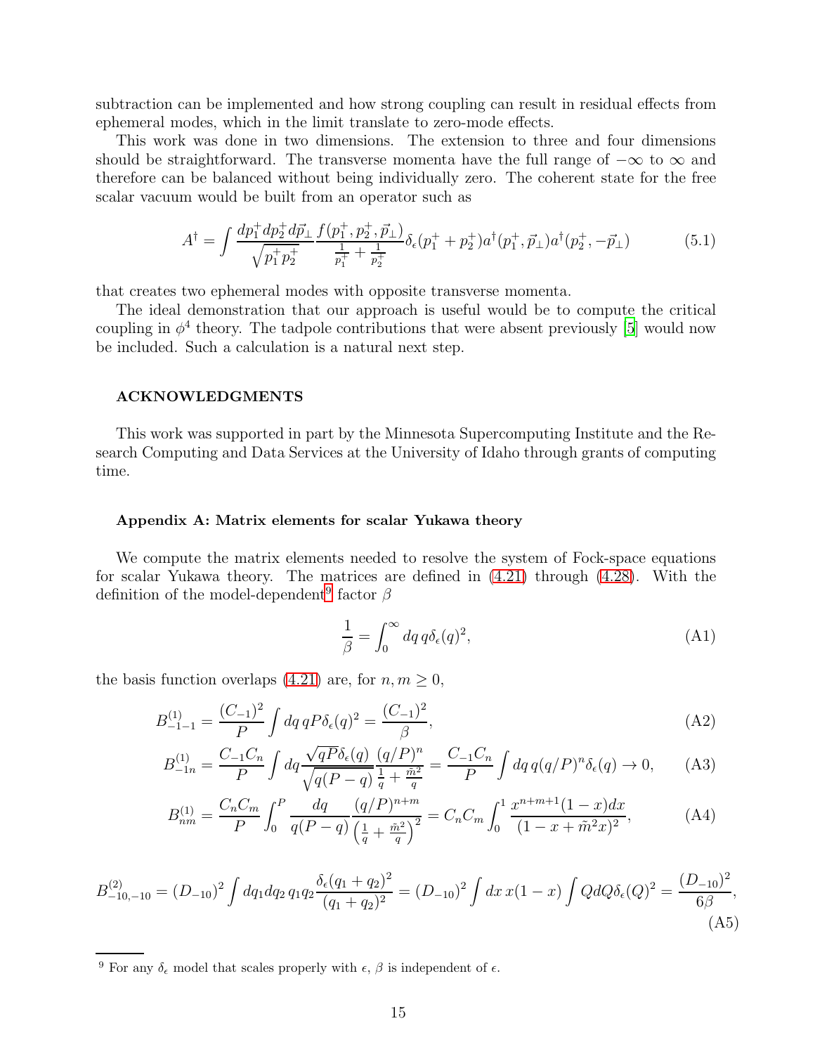subtraction can be implemented and how strong coupling can result in residual effects from ephemeral modes, which in the limit translate to zero-mode effects.

This work was done in two dimensions. The extension to three and four dimensions should be straightforward. The transverse momenta have the full range of $-\infty$ to $\infty$ and therefore can be balanced without being individually zero. The coherent state for the free scalar vacuum would be built from an operator such as

$$A^\dagger = \int \frac{dp_1^+ dp_2^+ d\vec{p}_\perp}{\sqrt{p_1^+ p_2^+}} \frac{f(p_1^+, p_2^+, \vec{p}_\perp)}{\frac{1}{p_1^+} + \frac{1}{p_2^+}} \delta_\epsilon(p_1^+ + p_2^+) a^\dagger(p_1^+, \vec{p}_\perp) a^\dagger(p_2^+, -\vec{p}_\perp) \tag{5.1}$$

that creates two ephemeral modes with opposite transverse momenta.

The ideal demonstration that our approach is useful would be to compute the critical coupling in $\phi^4$ theory. The tadpole contributions that were absent previously [5] would now be included. Such a calculation is a natural next step.

### ACKNOWLEDGMENTS

This work was supported in part by the Minnesota Supercomputing Institute and the Research Computing and Data Services at the University of Idaho through grants of computing time.

#### Appendix A: Matrix elements for scalar Yukawa theory

We compute the matrix elements needed to resolve the system of Fock-space equations for scalar Yukawa theory. The matrices are defined in (4.21) through (4.28). With the definition of the model-dependent[9] factor $\beta$

$$\frac{1}{\beta} = \int_0^\infty dq\, q \delta_\epsilon(q)^2, \tag{A1}$$

the basis function overlaps (4.21) are, for $n, m \geq 0$,

$$B^{(1)}_{-1-1} = \frac{(C_{-1})^2}{P} \int dq\, qP \delta_\epsilon(q)^2 = \frac{(C_{-1})^2}{\beta}, \tag{A2}$$

$$B^{(1)}_{-1n} = \frac{C_{-1}C_n}{P} \int dq \frac{\sqrt{qP}\delta_\epsilon(q)}{\sqrt{q(P-q)}} \frac{(q/P)^n}{\frac{1}{q} + \frac{\tilde{m}^2}{q}} = \frac{C_{-1}C_n}{P} \int dq\, q (q/P)^n \delta_\epsilon(q) \to 0, \tag{A3}$$

$$B^{(1)}_{nm} = \frac{C_n C_m}{P} \int_0^P \frac{dq}{q(P-q)} \frac{(q/P)^{n+m}}{\left(\frac{1}{q} + \frac{\tilde{m}^2}{q}\right)^2} = C_n C_m \int_0^1 \frac{x^{n+m+1}(1-x)dx}{(1-x+\tilde{m}^2 x)^2}, \tag{A4}$$

$$B^{(2)}_{-10,-10} = (D_{-10})^2 \int dq_1 dq_2\, q_1 q_2 \frac{\delta_\epsilon(q_1+q_2)^2}{(q_1+q_2)^2} = (D_{-10})^2 \int dx\, x(1-x) \int Q dQ \delta_\epsilon(Q)^2 = \frac{(D_{-10})^2}{6\beta}, \tag{A5}$$

[9] For any $\delta_\epsilon$ model that scales properly with $\epsilon$, $\beta$ is independent of $\epsilon$.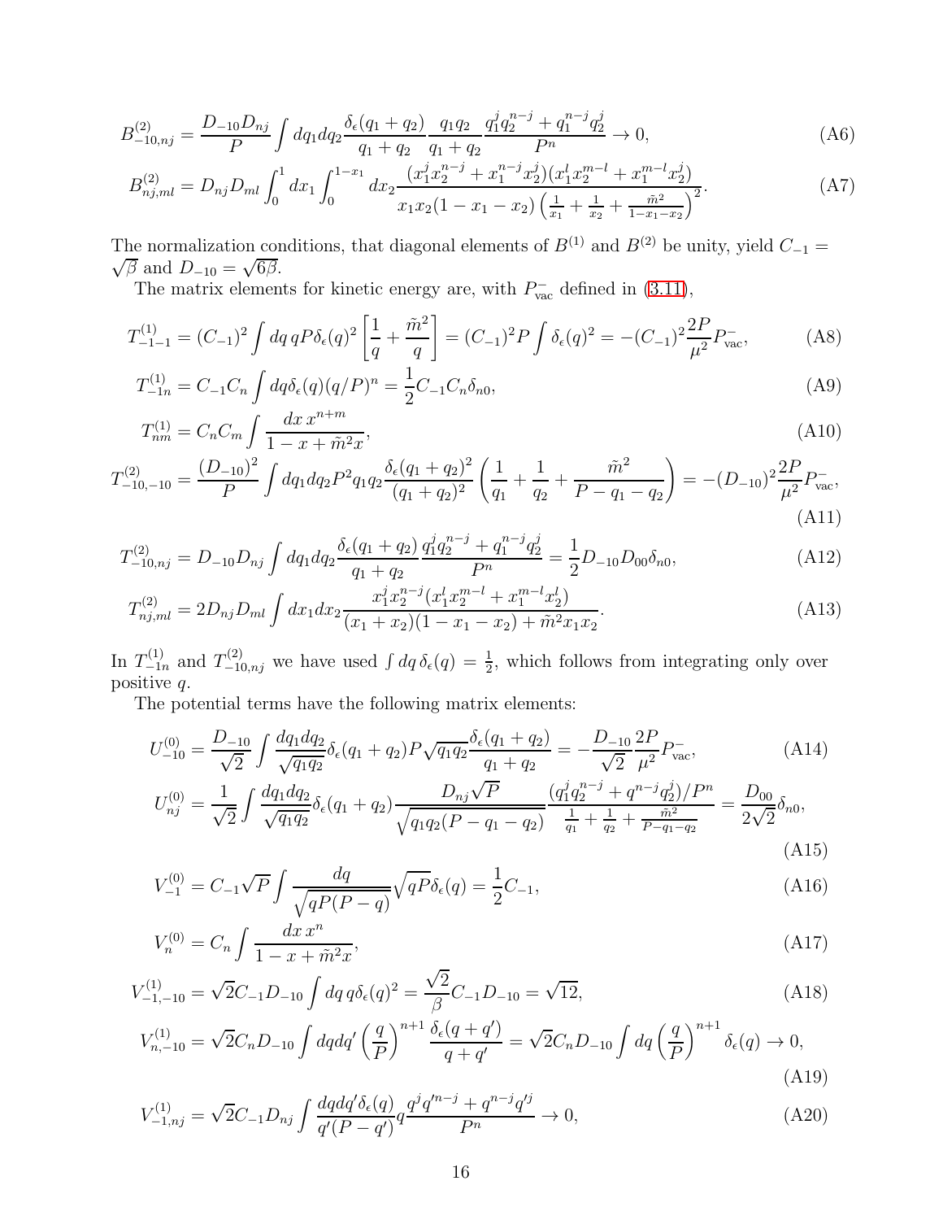$$B^{(2)}_{-10,nj} = \frac{D_{-10}D_{nj}}{P}\int dq_1 dq_2 \frac{\delta_\epsilon(q_1+q_2)}{q_1+q_2}\frac{q_1 q_2}{q_1+q_2}\frac{q_1^j q_2^{n-j}+q_1^{n-j}q_2^j}{P^n} \to 0, \tag{A6}$$

$$B^{(2)}_{nj,ml} = D_{nj}D_{ml}\int_0^1 dx_1 \int_0^{1-x_1} dx_2 \frac{(x_1^j x_2^{n-j}+x_1^{n-j}x_2^j)(x_1^l x_2^{m-l}+x_1^{m-l}x_2^j)}{x_1 x_2 (1-x_1-x_2)\left(\frac{1}{x_1}+\frac{1}{x_2}+\frac{\tilde{m}^2}{1-x_1-x_2}\right)^2}. \tag{A7}$$

The normalization conditions, that diagonal elements of $B^{(1)}$ and $B^{(2)}$ be unity, yield $C_{-1} = \sqrt{\beta}$ and $D_{-10} = \sqrt{6\beta}$.

The matrix elements for kinetic energy are, with $P^-_{\rm vac}$ defined in (3.11),

$$T^{(1)}_{-1-1} = (C_{-1})^2 \int dq\, qP\delta_\epsilon(q)^2\left[\frac{1}{q}+\frac{\tilde{m}^2}{q}\right] = (C_{-1})^2 P\int \delta_\epsilon(q)^2 = -(C_{-1})^2\frac{2P}{\mu^2}P^-_{\rm vac}, \tag{A8}$$

$$T^{(1)}_{-1n} = C_{-1}C_n\int dq \delta_\epsilon(q)(q/P)^n = \frac{1}{2}C_{-1}C_n\delta_{n0}, \tag{A9}$$

$$T^{(1)}_{nm} = C_n C_m \int \frac{dx\, x^{n+m}}{1-x+\tilde{m}^2 x}, \tag{A10}$$

$$T^{(2)}_{-10,-10} = \frac{(D_{-10})^2}{P}\int dq_1 dq_2 P^2 q_1 q_2 \frac{\delta_\epsilon(q_1+q_2)^2}{(q_1+q_2)^2}\left(\frac{1}{q_1}+\frac{1}{q_2}+\frac{\tilde{m}^2}{P-q_1-q_2}\right) = -(D_{-10})^2\frac{2P}{\mu^2}P^-_{\rm vac}, \tag{A11}$$

$$T^{(2)}_{-10,nj} = D_{-10}D_{nj}\int dq_1 dq_2 \frac{\delta_\epsilon(q_1+q_2)}{q_1+q_2}\frac{q_1^j q_2^{n-j}+q_1^{n-j}q_2^j}{P^n} = \frac{1}{2}D_{-10}D_{00}\delta_{n0}, \tag{A12}$$

$$T^{(2)}_{nj,ml} = 2D_{nj}D_{ml}\int dx_1 dx_2 \frac{x_1^j x_2^{n-j}(x_1^l x_2^{m-l}+x_1^{m-l}x_2^l)}{(x_1+x_2)(1-x_1-x_2)+\tilde{m}^2 x_1 x_2}. \tag{A13}$$

In $T^{(1)}_{-1n}$ and $T^{(2)}_{-10,nj}$ we have used $\int dq\,\delta_\epsilon(q) = \frac{1}{2}$, which follows from integrating only over positive $q$.

The potential terms have the following matrix elements:

$$U^{(0)}_{-10} = \frac{D_{-10}}{\sqrt{2}}\int \frac{dq_1 dq_2}{\sqrt{q_1 q_2}}\delta_\epsilon(q_1+q_2)P\sqrt{q_1 q_2}\frac{\delta_\epsilon(q_1+q_2)}{q_1+q_2} = -\frac{D_{-10}}{\sqrt{2}}\frac{2P}{\mu^2}P^-_{\rm vac}, \tag{A14}$$

$$U^{(0)}_{nj} = \frac{1}{\sqrt{2}}\int \frac{dq_1 dq_2}{\sqrt{q_1 q_2}}\delta_\epsilon(q_1+q_2)\frac{D_{nj}\sqrt{P}}{\sqrt{q_1 q_2 (P-q_1-q_2)}}\frac{(q_1^j q_2^{n-j}+q^{n-j}q_2^j)/P^n}{\frac{1}{q_1}+\frac{1}{q_2}+\frac{\tilde{m}^2}{P-q_1-q_2}} = \frac{D_{00}}{2\sqrt{2}}\delta_{n0}, \tag{A15}$$

$$V^{(0)}_{-1} = C_{-1}\sqrt{P}\int \frac{dq}{\sqrt{qP(P-q)}}\sqrt{qP}\delta_\epsilon(q) = \frac{1}{2}C_{-1}, \tag{A16}$$

$$V^{(0)}_{n} = C_n \int \frac{dx\, x^n}{1-x+\tilde{m}^2 x}, \tag{A17}$$

$$V^{(1)}_{-1,-10} = \sqrt{2}C_{-1}D_{-10}\int dq\, q\delta_\epsilon(q)^2 = \frac{\sqrt{2}}{\beta}C_{-1}D_{-10} = \sqrt{12}, \tag{A18}$$

$$V^{(1)}_{n,-10} = \sqrt{2}C_n D_{-10}\int dq dq' \left(\frac{q}{P}\right)^{n+1}\frac{\delta_\epsilon(q+q')}{q+q'} = \sqrt{2}C_n D_{-10}\int dq \left(\frac{q}{P}\right)^{n+1}\delta_\epsilon(q) \to 0, \tag{A19}$$

$$V^{(1)}_{-1,nj} = \sqrt{2}C_{-1}D_{nj}\int \frac{dq dq' \delta_\epsilon(q)}{q'(P-q')}q\frac{q^j q'^{n-j}+q^{n-j}q'^j}{P^n} \to 0, \tag{A20}$$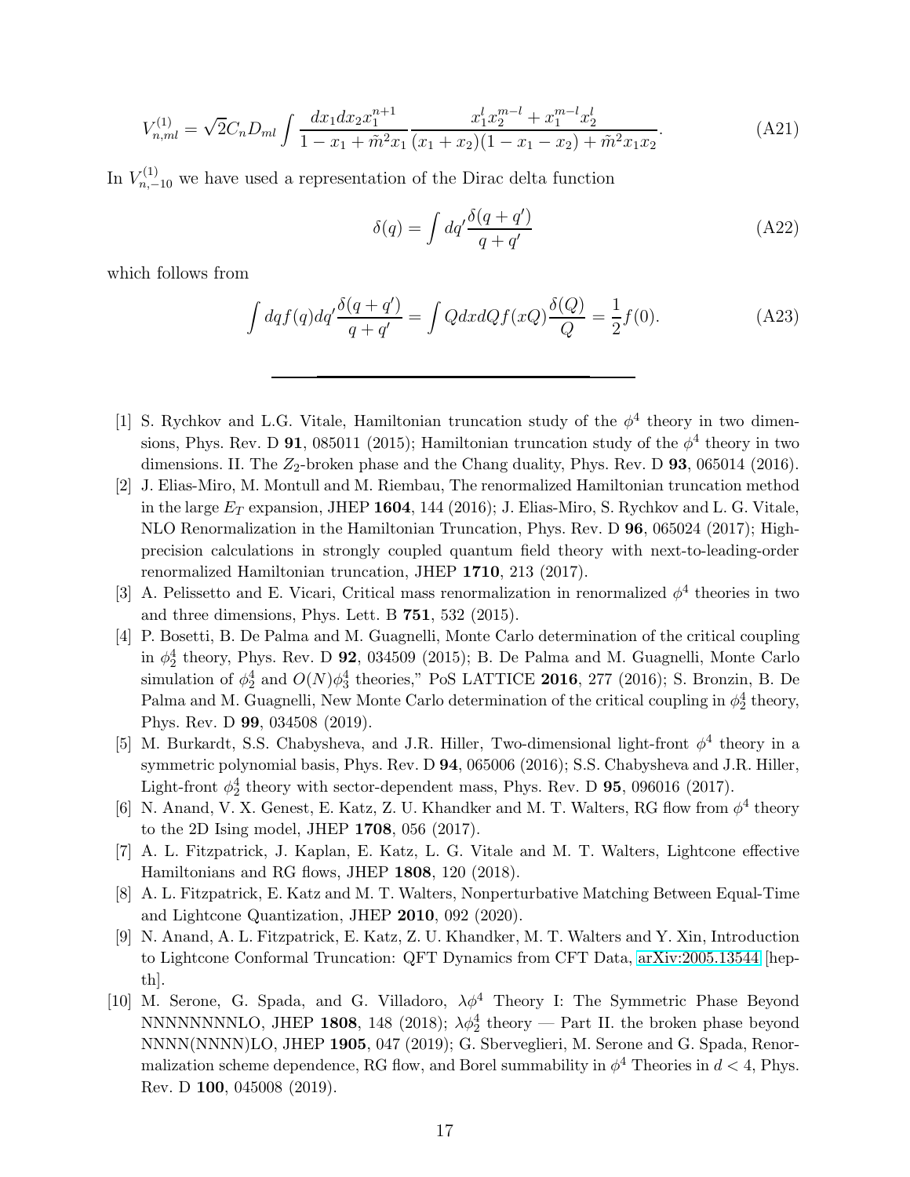$$V^{(1)}_{n,ml} = \sqrt{2} C_n D_{ml} \int \frac{dx_1 dx_2 x_1^{n+1}}{1 - x_1 + \tilde{m}^2 x_1} \frac{x_1^l x_2^{m-l} + x_1^{m-l} x_2^l}{(x_1 + x_2)(1 - x_1 - x_2) + \tilde{m}^2 x_1 x_2}. \tag{A21}$$

In $V^{(1)}_{n,-10}$ we have used a representation of the Dirac delta function

$$\delta(q) = \int dq' \frac{\delta(q + q')}{q + q'} \tag{A22}$$

which follows from

$$\int dq f(q) dq' \frac{\delta(q + q')}{q + q'} = \int Q dx dQ f(xQ) \frac{\delta(Q)}{Q} = \frac{1}{2} f(0). \tag{A23}$$

---

[1] S. Rychkov and L.G. Vitale, Hamiltonian truncation study of the $\phi^4$ theory in two dimensions, Phys. Rev. D **91**, 085011 (2015); Hamiltonian truncation study of the $\phi^4$ theory in two dimensions. II. The $Z_2$-broken phase and the Chang duality, Phys. Rev. D **93**, 065014 (2016).

[2] J. Elias-Miro, M. Montull and M. Riembau, The renormalized Hamiltonian truncation method in the large $E_T$ expansion, JHEP **1604**, 144 (2016); J. Elias-Miro, S. Rychkov and L. G. Vitale, NLO Renormalization in the Hamiltonian Truncation, Phys. Rev. D **96**, 065024 (2017); High-precision calculations in strongly coupled quantum field theory with next-to-leading-order renormalized Hamiltonian truncation, JHEP **1710**, 213 (2017).

[3] A. Pelissetto and E. Vicari, Critical mass renormalization in renormalized $\phi^4$ theories in two and three dimensions, Phys. Lett. B **751**, 532 (2015).

[4] P. Bosetti, B. De Palma and M. Guagnelli, Monte Carlo determination of the critical coupling in $\phi^4_2$ theory, Phys. Rev. D **92**, 034509 (2015); B. De Palma and M. Guagnelli, Monte Carlo simulation of $\phi^4_2$ and $O(N)\phi^4_3$ theories," PoS LATTICE **2016**, 277 (2016); S. Bronzin, B. De Palma and M. Guagnelli, New Monte Carlo determination of the critical coupling in $\phi^4_2$ theory, Phys. Rev. D **99**, 034508 (2019).

[5] M. Burkardt, S.S. Chabysheva, and J.R. Hiller, Two-dimensional light-front $\phi^4$ theory in a symmetric polynomial basis, Phys. Rev. D **94**, 065006 (2016); S.S. Chabysheva and J.R. Hiller, Light-front $\phi^4_2$ theory with sector-dependent mass, Phys. Rev. D **95**, 096016 (2017).

[6] N. Anand, V. X. Genest, E. Katz, Z. U. Khandker and M. T. Walters, RG flow from $\phi^4$ theory to the 2D Ising model, JHEP **1708**, 056 (2017).

[7] A. L. Fitzpatrick, J. Kaplan, E. Katz, L. G. Vitale and M. T. Walters, Lightcone effective Hamiltonians and RG flows, JHEP **1808**, 120 (2018).

[8] A. L. Fitzpatrick, E. Katz and M. T. Walters, Nonperturbative Matching Between Equal-Time and Lightcone Quantization, JHEP **2010**, 092 (2020).

[9] N. Anand, A. L. Fitzpatrick, E. Katz, Z. U. Khandker, M. T. Walters and Y. Xin, Introduction to Lightcone Conformal Truncation: QFT Dynamics from CFT Data, arXiv:2005.13544 [hep-th].

[10] M. Serone, G. Spada, and G. Villadoro, $\lambda\phi^4$ Theory I: The Symmetric Phase Beyond NNNNNNNNLO, JHEP **1808**, 148 (2018); $\lambda\phi^4_2$ theory — Part II. the broken phase beyond NNNN(NNNN)LO, JHEP **1905**, 047 (2019); G. Sberveglieri, M. Serone and G. Spada, Renormalization scheme dependence, RG flow, and Borel summability in $\phi^4$ Theories in $d < 4$, Phys. Rev. D **100**, 045008 (2019).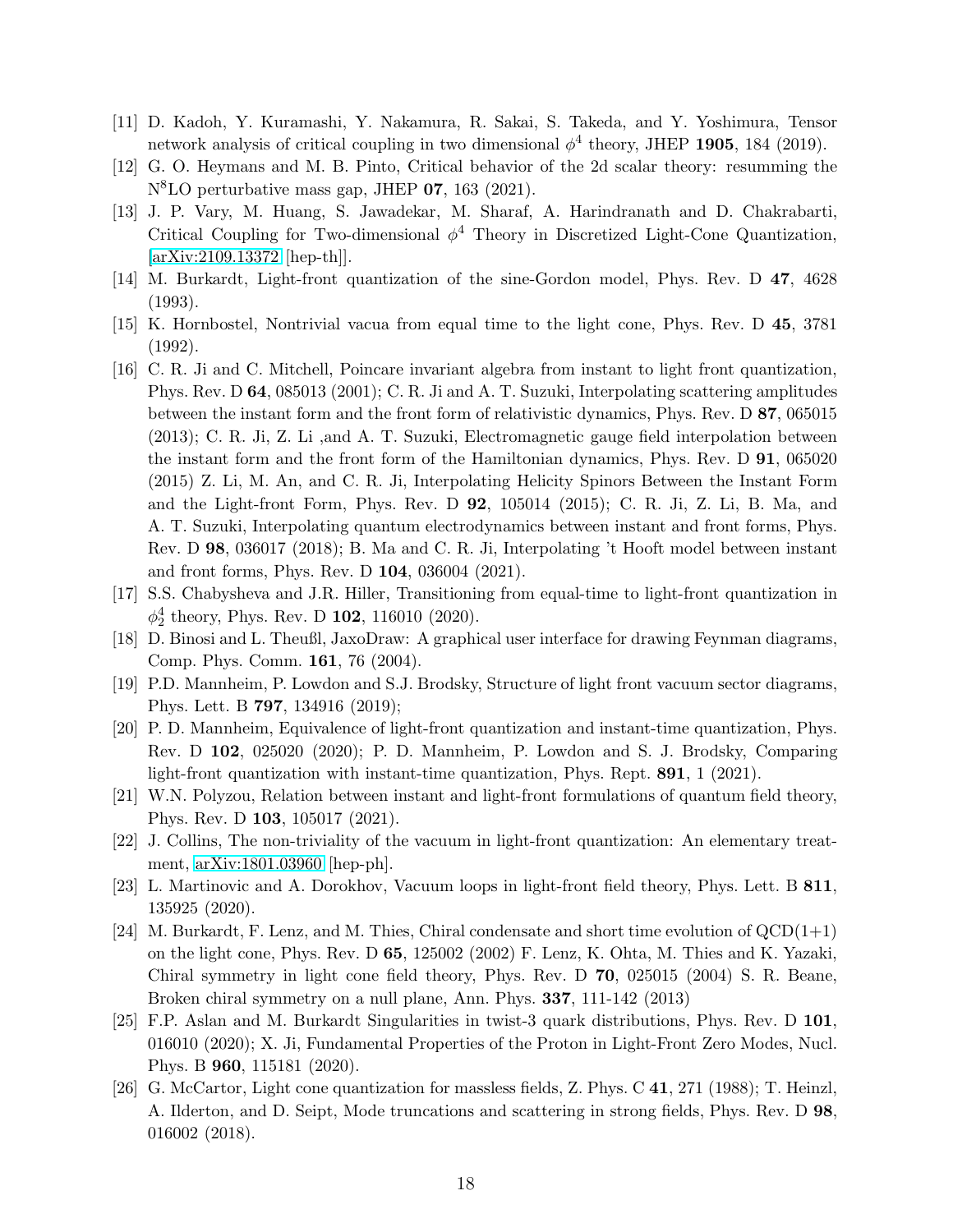[11] D. Kadoh, Y. Kuramashi, Y. Nakamura, R. Sakai, S. Takeda, and Y. Yoshimura, Tensor network analysis of critical coupling in two dimensional $\phi^4$ theory, JHEP **1905**, 184 (2019).

[12] G. O. Heymans and M. B. Pinto, Critical behavior of the 2d scalar theory: resumming the N$^8$LO perturbative mass gap, JHEP **07**, 163 (2021).

[13] J. P. Vary, M. Huang, S. Jawadekar, M. Sharaf, A. Harindranath and D. Chakrabarti, Critical Coupling for Two-dimensional $\phi^4$ Theory in Discretized Light-Cone Quantization, [arXiv:2109.13372 [hep-th]].

[14] M. Burkardt, Light-front quantization of the sine-Gordon model, Phys. Rev. D **47**, 4628 (1993).

[15] K. Hornbostel, Nontrivial vacua from equal time to the light cone, Phys. Rev. D **45**, 3781 (1992).

[16] C. R. Ji and C. Mitchell, Poincare invariant algebra from instant to light front quantization, Phys. Rev. D **64**, 085013 (2001); C. R. Ji and A. T. Suzuki, Interpolating scattering amplitudes between the instant form and the front form of relativistic dynamics, Phys. Rev. D **87**, 065015 (2013); C. R. Ji, Z. Li ,and A. T. Suzuki, Electromagnetic gauge field interpolation between the instant form and the front form of the Hamiltonian dynamics, Phys. Rev. D **91**, 065020 (2015) Z. Li, M. An, and C. R. Ji, Interpolating Helicity Spinors Between the Instant Form and the Light-front Form, Phys. Rev. D **92**, 105014 (2015); C. R. Ji, Z. Li, B. Ma, and A. T. Suzuki, Interpolating quantum electrodynamics between instant and front forms, Phys. Rev. D **98**, 036017 (2018); B. Ma and C. R. Ji, Interpolating 't Hooft model between instant and front forms, Phys. Rev. D **104**, 036004 (2021).

[17] S.S. Chabysheva and J.R. Hiller, Transitioning from equal-time to light-front quantization in $\phi^4_2$ theory, Phys. Rev. D **102**, 116010 (2020).

[18] D. Binosi and L. Theußl, JaxoDraw: A graphical user interface for drawing Feynman diagrams, Comp. Phys. Comm. **161**, 76 (2004).

[19] P.D. Mannheim, P. Lowdon and S.J. Brodsky, Structure of light front vacuum sector diagrams, Phys. Lett. B **797**, 134916 (2019);

[20] P. D. Mannheim, Equivalence of light-front quantization and instant-time quantization, Phys. Rev. D **102**, 025020 (2020); P. D. Mannheim, P. Lowdon and S. J. Brodsky, Comparing light-front quantization with instant-time quantization, Phys. Rept. **891**, 1 (2021).

[21] W.N. Polyzou, Relation between instant and light-front formulations of quantum field theory, Phys. Rev. D **103**, 105017 (2021).

[22] J. Collins, The non-triviality of the vacuum in light-front quantization: An elementary treatment, arXiv:1801.03960 [hep-ph].

[23] L. Martinovic and A. Dorokhov, Vacuum loops in light-front field theory, Phys. Lett. B **811**, 135925 (2020).

[24] M. Burkardt, F. Lenz, and M. Thies, Chiral condensate and short time evolution of QCD(1+1) on the light cone, Phys. Rev. D **65**, 125002 (2002) F. Lenz, K. Ohta, M. Thies and K. Yazaki, Chiral symmetry in light cone field theory, Phys. Rev. D **70**, 025015 (2004) S. R. Beane, Broken chiral symmetry on a null plane, Ann. Phys. **337**, 111-142 (2013)

[25] F.P. Aslan and M. Burkardt Singularities in twist-3 quark distributions, Phys. Rev. D **101**, 016010 (2020); X. Ji, Fundamental Properties of the Proton in Light-Front Zero Modes, Nucl. Phys. B **960**, 115181 (2020).

[26] G. McCartor, Light cone quantization for massless fields, Z. Phys. C **41**, 271 (1988); T. Heinzl, A. Ilderton, and D. Seipt, Mode truncations and scattering in strong fields, Phys. Rev. D **98**, 016002 (2018).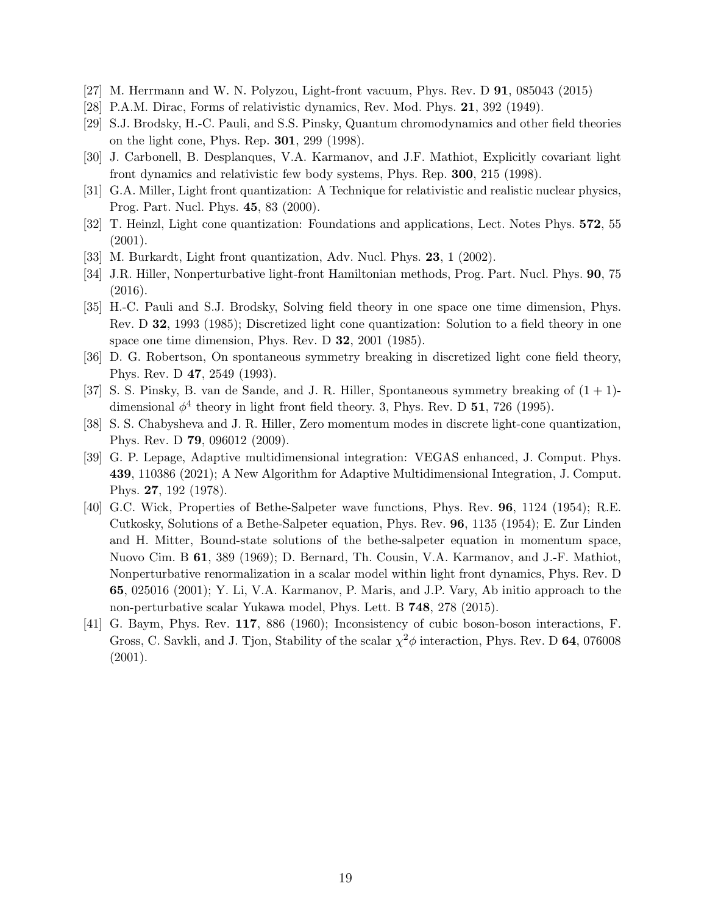[27] M. Herrmann and W. N. Polyzou, Light-front vacuum, Phys. Rev. D **91**, 085043 (2015)

[28] P.A.M. Dirac, Forms of relativistic dynamics, Rev. Mod. Phys. **21**, 392 (1949).

[29] S.J. Brodsky, H.-C. Pauli, and S.S. Pinsky, Quantum chromodynamics and other field theories on the light cone, Phys. Rep. **301**, 299 (1998).

[30] J. Carbonell, B. Desplanques, V.A. Karmanov, and J.F. Mathiot, Explicitly covariant light front dynamics and relativistic few body systems, Phys. Rep. **300**, 215 (1998).

[31] G.A. Miller, Light front quantization: A Technique for relativistic and realistic nuclear physics, Prog. Part. Nucl. Phys. **45**, 83 (2000).

[32] T. Heinzl, Light cone quantization: Foundations and applications, Lect. Notes Phys. **572**, 55 (2001).

[33] M. Burkardt, Light front quantization, Adv. Nucl. Phys. **23**, 1 (2002).

[34] J.R. Hiller, Nonperturbative light-front Hamiltonian methods, Prog. Part. Nucl. Phys. **90**, 75 (2016).

[35] H.-C. Pauli and S.J. Brodsky, Solving field theory in one space one time dimension, Phys. Rev. D **32**, 1993 (1985); Discretized light cone quantization: Solution to a field theory in one space one time dimension, Phys. Rev. D **32**, 2001 (1985).

[36] D. G. Robertson, On spontaneous symmetry breaking in discretized light cone field theory, Phys. Rev. D **47**, 2549 (1993).

[37] S. S. Pinsky, B. van de Sande, and J. R. Hiller, Spontaneous symmetry breaking of $(1+1)$-dimensional $\phi^4$ theory in light front field theory. 3, Phys. Rev. D **51**, 726 (1995).

[38] S. S. Chabysheva and J. R. Hiller, Zero momentum modes in discrete light-cone quantization, Phys. Rev. D **79**, 096012 (2009).

[39] G. P. Lepage, Adaptive multidimensional integration: VEGAS enhanced, J. Comput. Phys. **439**, 110386 (2021); A New Algorithm for Adaptive Multidimensional Integration, J. Comput. Phys. **27**, 192 (1978).

[40] G.C. Wick, Properties of Bethe-Salpeter wave functions, Phys. Rev. **96**, 1124 (1954); R.E. Cutkosky, Solutions of a Bethe-Salpeter equation, Phys. Rev. **96**, 1135 (1954); E. Zur Linden and H. Mitter, Bound-state solutions of the bethe-salpeter equation in momentum space, Nuovo Cim. B **61**, 389 (1969); D. Bernard, Th. Cousin, V.A. Karmanov, and J.-F. Mathiot, Nonperturbative renormalization in a scalar model within light front dynamics, Phys. Rev. D **65**, 025016 (2001); Y. Li, V.A. Karmanov, P. Maris, and J.P. Vary, Ab initio approach to the non-perturbative scalar Yukawa model, Phys. Lett. B **748**, 278 (2015).

[41] G. Baym, Phys. Rev. **117**, 886 (1960); Inconsistency of cubic boson-boson interactions, F. Gross, C. Savkli, and J. Tjon, Stability of the scalar $\chi^2\phi$ interaction, Phys. Rev. D **64**, 076008 (2001).